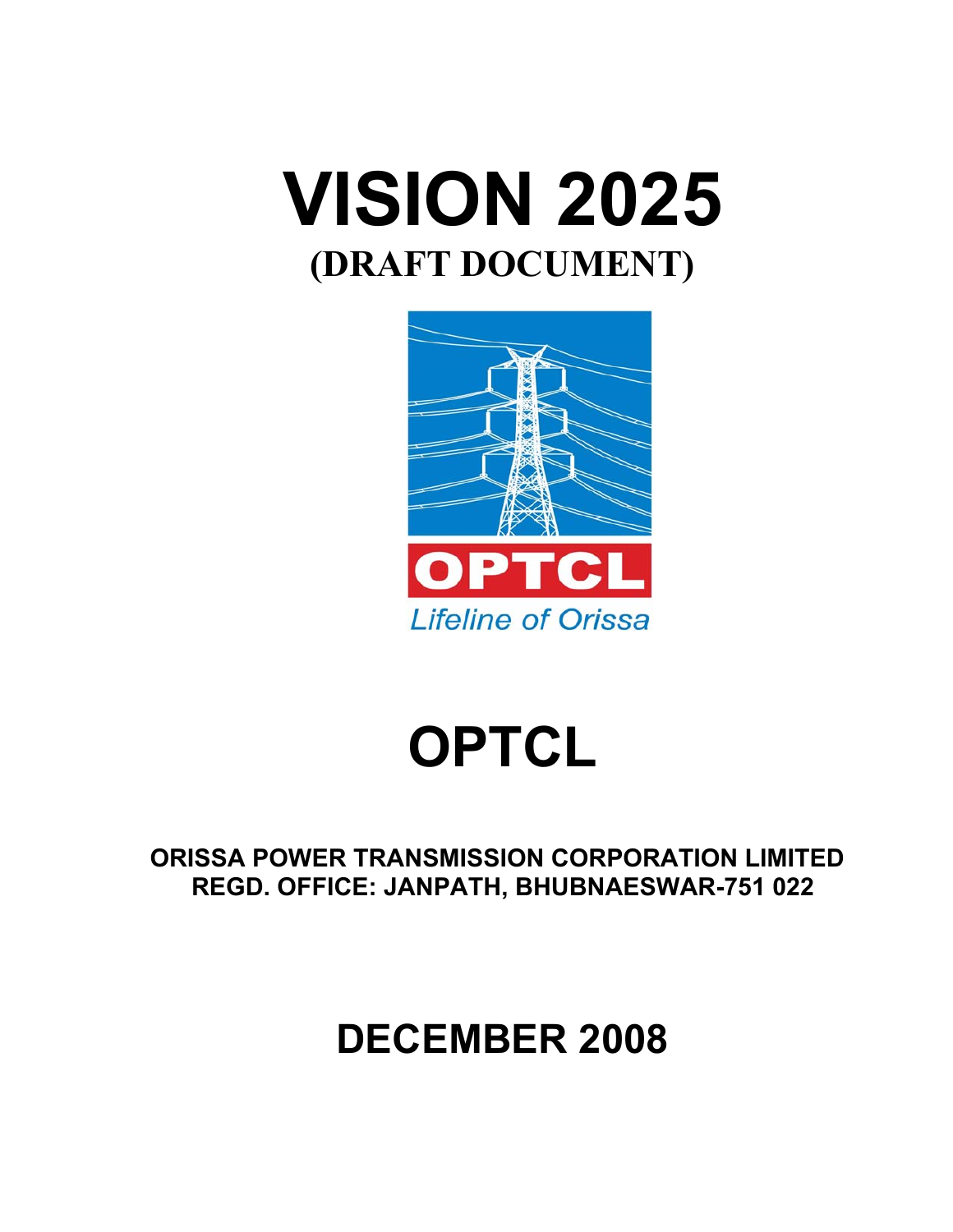# VISION 2025

## (DRAFT DOCUMENT)

OPTCL

*Lifeline of Orissa*

# OPTCL

**ORISSA POWER TRANSMISSION CORPORATION LIMITED**
**REGD. OFFICE: JANPATH, BHUBNAESWAR-751 022**

## DECEMBER 2008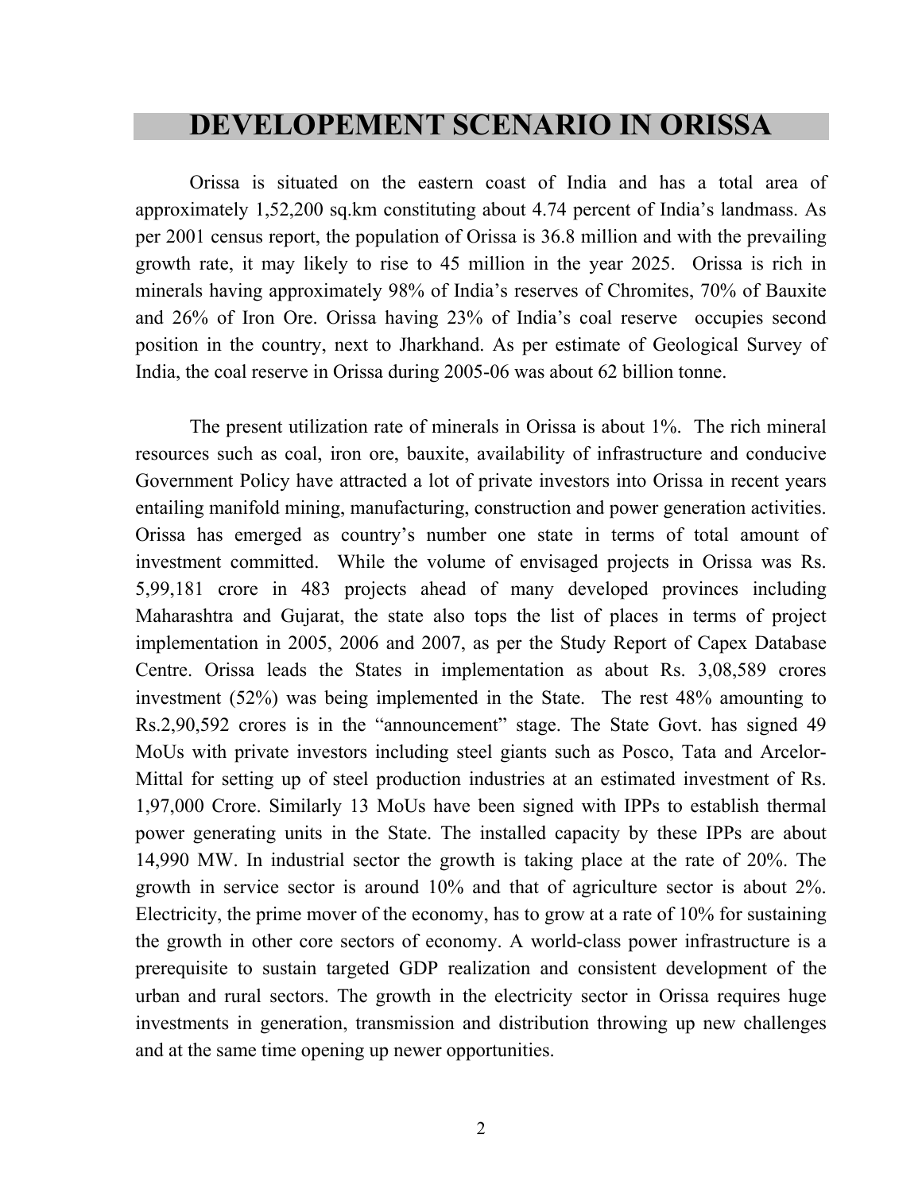# DEVELOPEMENT SCENARIO IN ORISSA

Orissa is situated on the eastern coast of India and has a total area of approximately 1,52,200 sq.km constituting about 4.74 percent of India's landmass. As per 2001 census report, the population of Orissa is 36.8 million and with the prevailing growth rate, it may likely to rise to 45 million in the year 2025. Orissa is rich in minerals having approximately 98% of India's reserves of Chromites, 70% of Bauxite and 26% of Iron Ore. Orissa having 23% of India's coal reserve occupies second position in the country, next to Jharkhand. As per estimate of Geological Survey of India, the coal reserve in Orissa during 2005-06 was about 62 billion tonne.

The present utilization rate of minerals in Orissa is about 1%. The rich mineral resources such as coal, iron ore, bauxite, availability of infrastructure and conducive Government Policy have attracted a lot of private investors into Orissa in recent years entailing manifold mining, manufacturing, construction and power generation activities. Orissa has emerged as country's number one state in terms of total amount of investment committed. While the volume of envisaged projects in Orissa was Rs. 5,99,181 crore in 483 projects ahead of many developed provinces including Maharashtra and Gujarat, the state also tops the list of places in terms of project implementation in 2005, 2006 and 2007, as per the Study Report of Capex Database Centre. Orissa leads the States in implementation as about Rs. 3,08,589 crores investment (52%) was being implemented in the State. The rest 48% amounting to Rs.2,90,592 crores is in the "announcement" stage. The State Govt. has signed 49 MoUs with private investors including steel giants such as Posco, Tata and Arcelor-Mittal for setting up of steel production industries at an estimated investment of Rs. 1,97,000 Crore. Similarly 13 MoUs have been signed with IPPs to establish thermal power generating units in the State. The installed capacity by these IPPs are about 14,990 MW. In industrial sector the growth is taking place at the rate of 20%. The growth in service sector is around 10% and that of agriculture sector is about 2%. Electricity, the prime mover of the economy, has to grow at a rate of 10% for sustaining the growth in other core sectors of economy. A world-class power infrastructure is a prerequisite to sustain targeted GDP realization and consistent development of the urban and rural sectors. The growth in the electricity sector in Orissa requires huge investments in generation, transmission and distribution throwing up new challenges and at the same time opening up newer opportunities.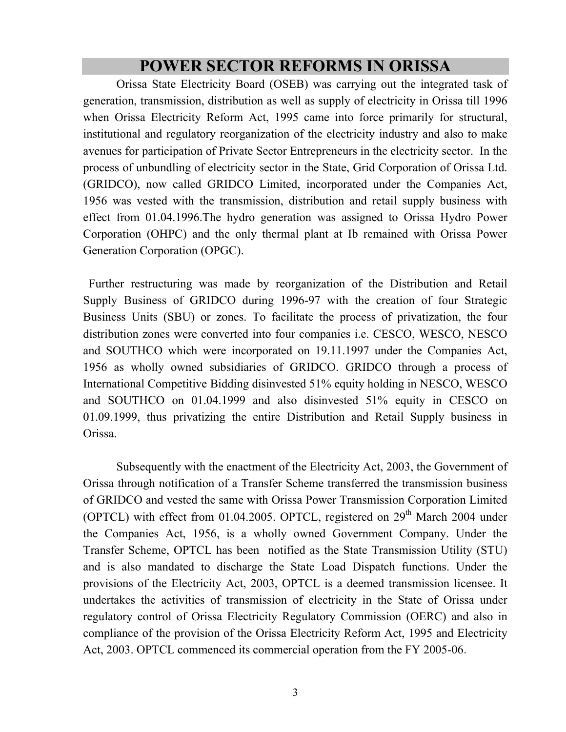# POWER SECTOR REFORMS IN ORISSA

Orissa State Electricity Board (OSEB) was carrying out the integrated task of generation, transmission, distribution as well as supply of electricity in Orissa till 1996 when Orissa Electricity Reform Act, 1995 came into force primarily for structural, institutional and regulatory reorganization of the electricity industry and also to make avenues for participation of Private Sector Entrepreneurs in the electricity sector. In the process of unbundling of electricity sector in the State, Grid Corporation of Orissa Ltd. (GRIDCO), now called GRIDCO Limited, incorporated under the Companies Act, 1956 was vested with the transmission, distribution and retail supply business with effect from 01.04.1996.The hydro generation was assigned to Orissa Hydro Power Corporation (OHPC) and the only thermal plant at Ib remained with Orissa Power Generation Corporation (OPGC).

Further restructuring was made by reorganization of the Distribution and Retail Supply Business of GRIDCO during 1996-97 with the creation of four Strategic Business Units (SBU) or zones. To facilitate the process of privatization, the four distribution zones were converted into four companies i.e. CESCO, WESCO, NESCO and SOUTHCO which were incorporated on 19.11.1997 under the Companies Act, 1956 as wholly owned subsidiaries of GRIDCO. GRIDCO through a process of International Competitive Bidding disinvested 51% equity holding in NESCO, WESCO and SOUTHCO on 01.04.1999 and also disinvested 51% equity in CESCO on 01.09.1999, thus privatizing the entire Distribution and Retail Supply business in Orissa.

Subsequently with the enactment of the Electricity Act, 2003, the Government of Orissa through notification of a Transfer Scheme transferred the transmission business of GRIDCO and vested the same with Orissa Power Transmission Corporation Limited (OPTCL) with effect from 01.04.2005. OPTCL, registered on 29th March 2004 under the Companies Act, 1956, is a wholly owned Government Company. Under the Transfer Scheme, OPTCL has been notified as the State Transmission Utility (STU) and is also mandated to discharge the State Load Dispatch functions. Under the provisions of the Electricity Act, 2003, OPTCL is a deemed transmission licensee. It undertakes the activities of transmission of electricity in the State of Orissa under regulatory control of Orissa Electricity Regulatory Commission (OERC) and also in compliance of the provision of the Orissa Electricity Reform Act, 1995 and Electricity Act, 2003. OPTCL commenced its commercial operation from the FY 2005-06.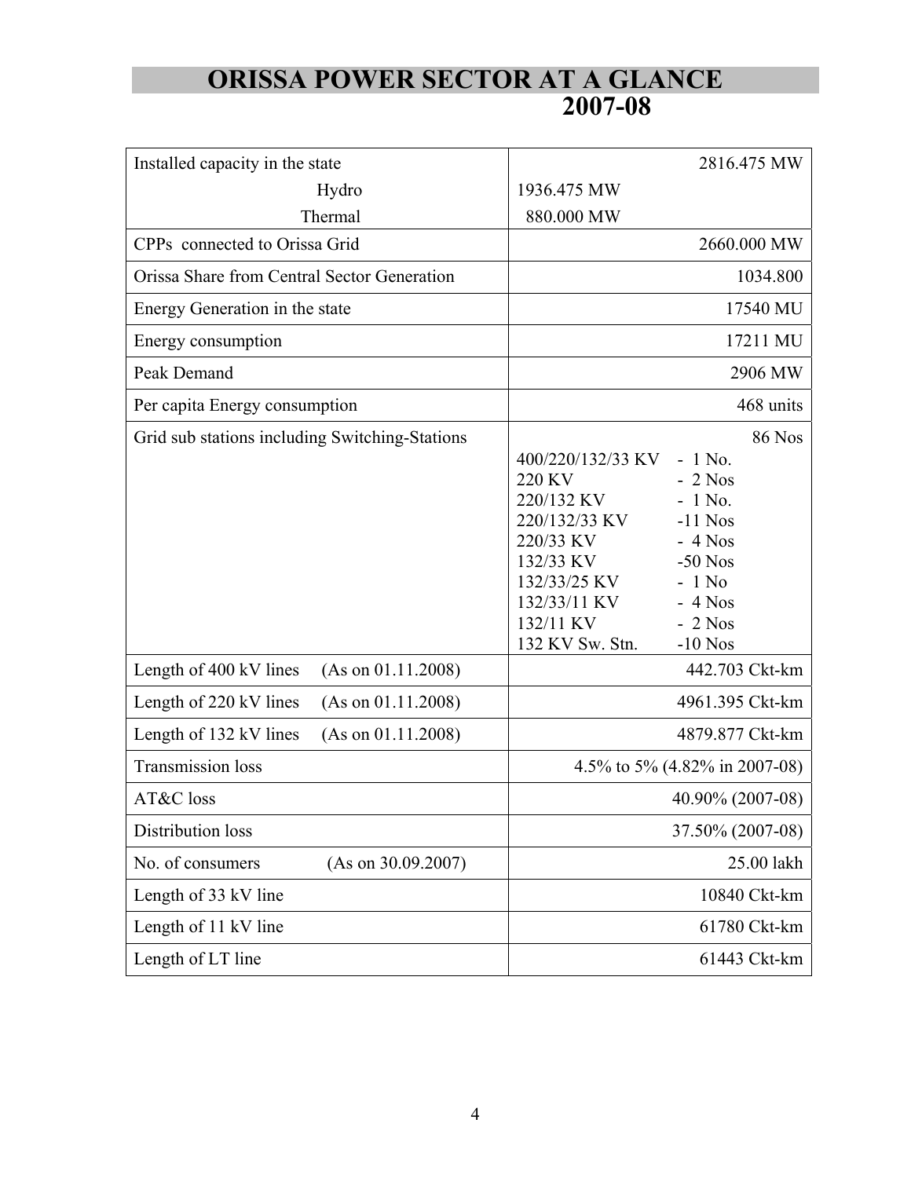# ORISSA POWER SECTOR AT A GLANCE 2007-08

| | |
|---|---|
| Installed capacity in the state | 2816.475 MW |
| Hydro | 1936.475 MW |
| Thermal | 880.000 MW |
| CPPs connected to Orissa Grid | 2660.000 MW |
| Orissa Share from Central Sector Generation | 1034.800 |
| Energy Generation in the state | 17540 MU |
| Energy consumption | 17211 MU |
| Peak Demand | 2906 MW |
| Per capita Energy consumption | 468 units |
| Grid sub stations including Switching-Stations | 86 Nos<br>400/220/132/33 KV - 1 No.<br>220 KV - 2 Nos<br>220/132 KV - 1 No.<br>220/132/33 KV -11 Nos<br>220/33 KV - 4 Nos<br>132/33 KV -50 Nos<br>132/33/25 KV - 1 No<br>132/33/11 KV - 4 Nos<br>132/11 KV - 2 Nos<br>132 KV Sw. Stn. -10 Nos |
| Length of 400 kV lines (As on 01.11.2008) | 442.703 Ckt-km |
| Length of 220 kV lines (As on 01.11.2008) | 4961.395 Ckt-km |
| Length of 132 kV lines (As on 01.11.2008) | 4879.877 Ckt-km |
| Transmission loss | 4.5% to 5% (4.82% in 2007-08) |
| AT&C loss | 40.90% (2007-08) |
| Distribution loss | 37.50% (2007-08) |
| No. of consumers (As on 30.09.2007) | 25.00 lakh |
| Length of 33 kV line | 10840 Ckt-km |
| Length of 11 kV line | 61780 Ckt-km |
| Length of LT line | 61443 Ckt-km |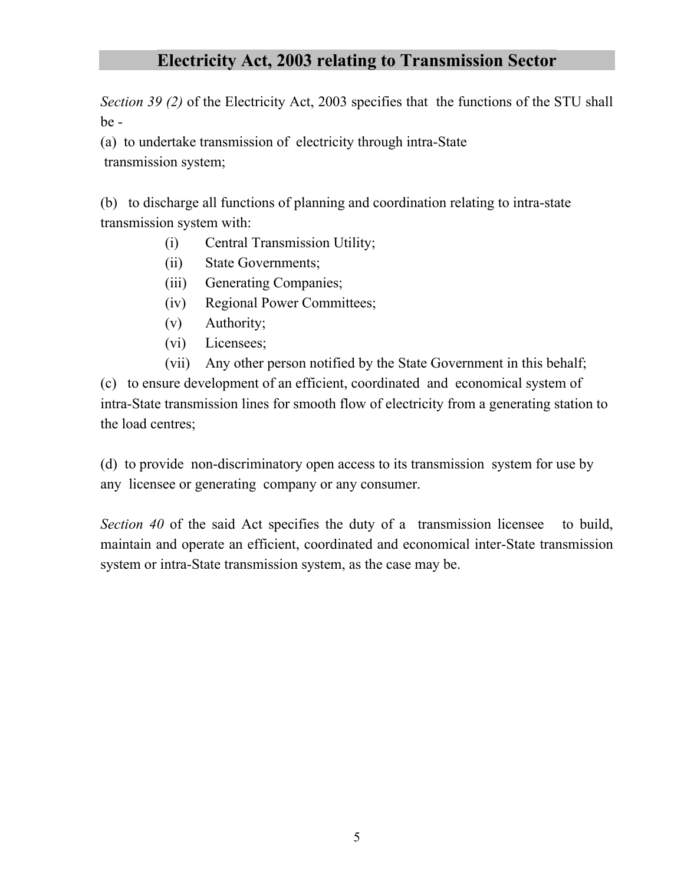# Electricity Act, 2003 relating to Transmission Sector

*Section 39 (2)* of the Electricity Act, 2003 specifies that the functions of the STU shall be -

(a) to undertake transmission of electricity through intra-State transmission system;

(b) to discharge all functions of planning and coordination relating to intra-state transmission system with:

- (i) Central Transmission Utility;
- (ii) State Governments;
- (iii) Generating Companies;
- (iv) Regional Power Committees;
- (v) Authority;
- (vi) Licensees;
- (vii) Any other person notified by the State Government in this behalf;

(c) to ensure development of an efficient, coordinated and economical system of intra-State transmission lines for smooth flow of electricity from a generating station to the load centres;

(d) to provide non-discriminatory open access to its transmission system for use by any licensee or generating company or any consumer.

*Section 40* of the said Act specifies the duty of a transmission licensee to build, maintain and operate an efficient, coordinated and economical inter-State transmission system or intra-State transmission system, as the case may be.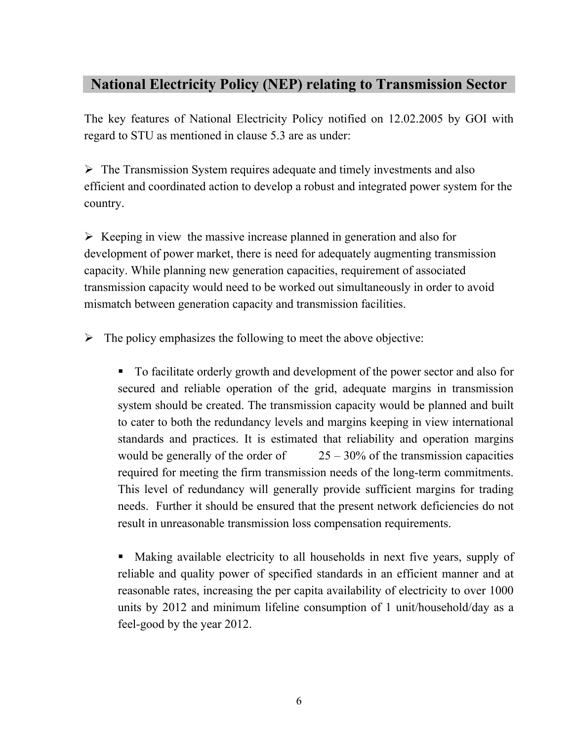## National Electricity Policy (NEP) relating to Transmission Sector

The key features of National Electricity Policy notified on 12.02.2005 by GOI with regard to STU as mentioned in clause 5.3 are as under:

- The Transmission System requires adequate and timely investments and also efficient and coordinated action to develop a robust and integrated power system for the country.

- Keeping in view the massive increase planned in generation and also for development of power market, there is need for adequately augmenting transmission capacity. While planning new generation capacities, requirement of associated transmission capacity would need to be worked out simultaneously in order to avoid mismatch between generation capacity and transmission facilities.

- The policy emphasizes the following to meet the above objective:

  - To facilitate orderly growth and development of the power sector and also for secured and reliable operation of the grid, adequate margins in transmission system should be created. The transmission capacity would be planned and built to cater to both the redundancy levels and margins keeping in view international standards and practices. It is estimated that reliability and operation margins would be generally of the order of 25 – 30% of the transmission capacities required for meeting the firm transmission needs of the long-term commitments. This level of redundancy will generally provide sufficient margins for trading needs. Further it should be ensured that the present network deficiencies do not result in unreasonable transmission loss compensation requirements.

  - Making available electricity to all households in next five years, supply of reliable and quality power of specified standards in an efficient manner and at reasonable rates, increasing the per capita availability of electricity to over 1000 units by 2012 and minimum lifeline consumption of 1 unit/household/day as a feel-good by the year 2012.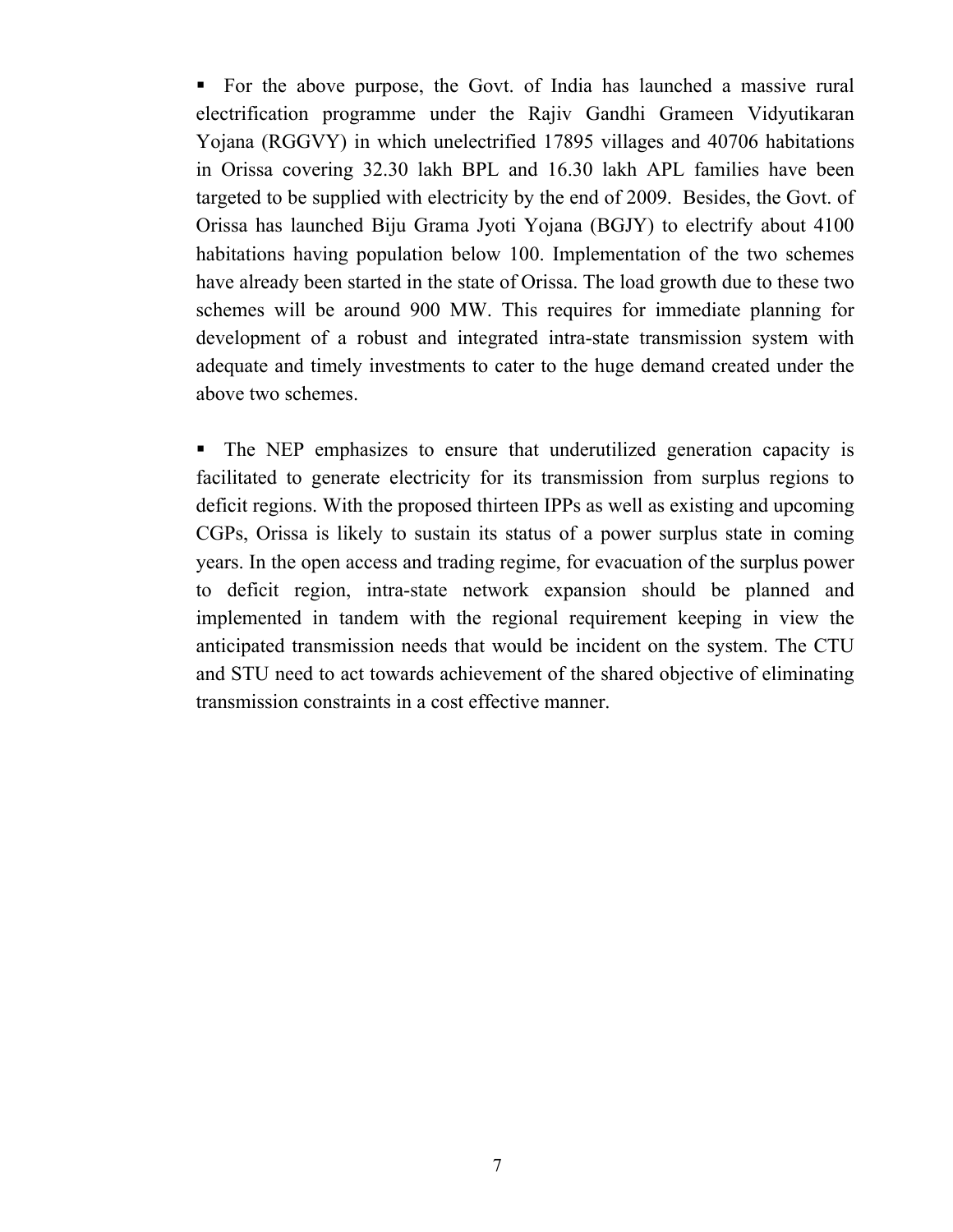- For the above purpose, the Govt. of India has launched a massive rural electrification programme under the Rajiv Gandhi Grameen Vidyutikaran Yojana (RGGVY) in which unelectrified 17895 villages and 40706 habitations in Orissa covering 32.30 lakh BPL and 16.30 lakh APL families have been targeted to be supplied with electricity by the end of 2009. Besides, the Govt. of Orissa has launched Biju Grama Jyoti Yojana (BGJY) to electrify about 4100 habitations having population below 100. Implementation of the two schemes have already been started in the state of Orissa. The load growth due to these two schemes will be around 900 MW. This requires for immediate planning for development of a robust and integrated intra-state transmission system with adequate and timely investments to cater to the huge demand created under the above two schemes.

- The NEP emphasizes to ensure that underutilized generation capacity is facilitated to generate electricity for its transmission from surplus regions to deficit regions. With the proposed thirteen IPPs as well as existing and upcoming CGPs, Orissa is likely to sustain its status of a power surplus state in coming years. In the open access and trading regime, for evacuation of the surplus power to deficit region, intra-state network expansion should be planned and implemented in tandem with the regional requirement keeping in view the anticipated transmission needs that would be incident on the system. The CTU and STU need to act towards achievement of the shared objective of eliminating transmission constraints in a cost effective manner.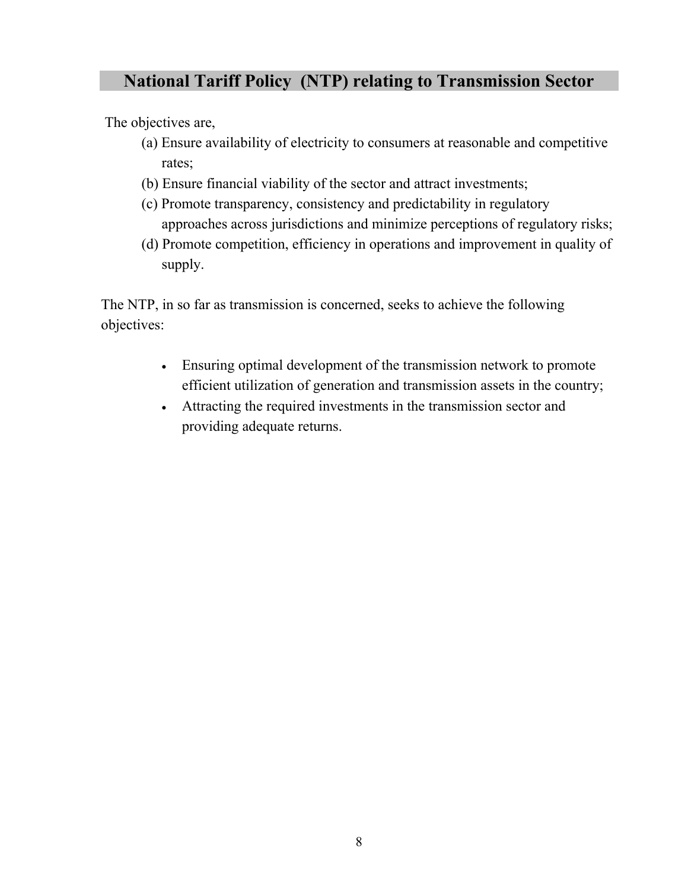## National Tariff Policy (NTP) relating to Transmission Sector

The objectives are,

(a) Ensure availability of electricity to consumers at reasonable and competitive rates;
(b) Ensure financial viability of the sector and attract investments;
(c) Promote transparency, consistency and predictability in regulatory approaches across jurisdictions and minimize perceptions of regulatory risks;
(d) Promote competition, efficiency in operations and improvement in quality of supply.

The NTP, in so far as transmission is concerned, seeks to achieve the following objectives:

- Ensuring optimal development of the transmission network to promote efficient utilization of generation and transmission assets in the country;
- Attracting the required investments in the transmission sector and providing adequate returns.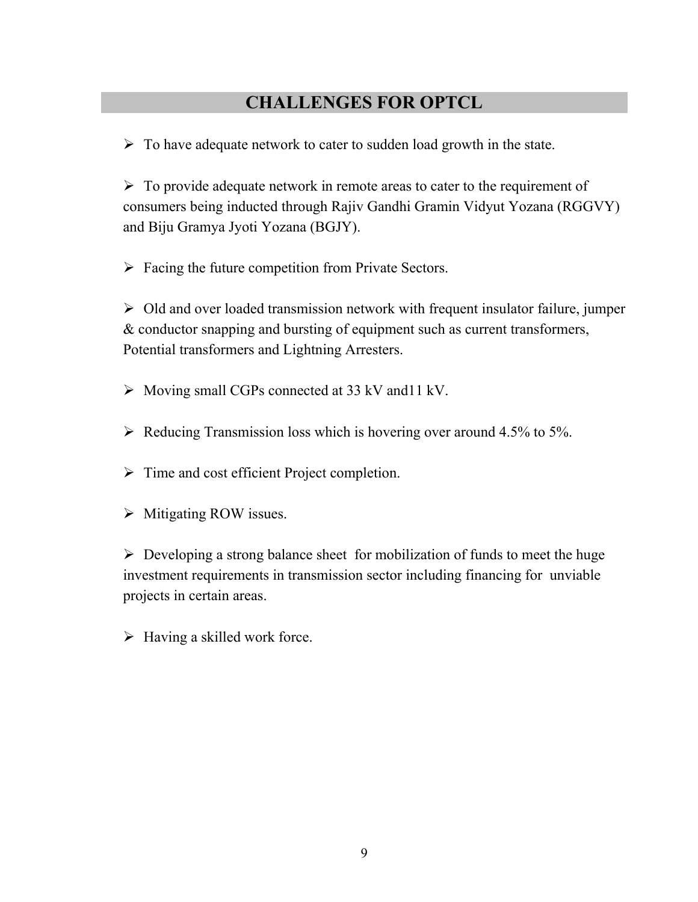# CHALLENGES FOR OPTCL

- To have adequate network to cater to sudden load growth in the state.

- To provide adequate network in remote areas to cater to the requirement of consumers being inducted through Rajiv Gandhi Gramin Vidyut Yozana (RGGVY) and Biju Gramya Jyoti Yozana (BGJY).

- Facing the future competition from Private Sectors.

- Old and over loaded transmission network with frequent insulator failure, jumper & conductor snapping and bursting of equipment such as current transformers, Potential transformers and Lightning Arresters.

- Moving small CGPs connected at 33 kV and11 kV.

- Reducing Transmission loss which is hovering over around 4.5% to 5%.

- Time and cost efficient Project completion.

- Mitigating ROW issues.

- Developing a strong balance sheet for mobilization of funds to meet the huge investment requirements in transmission sector including financing for unviable projects in certain areas.

- Having a skilled work force.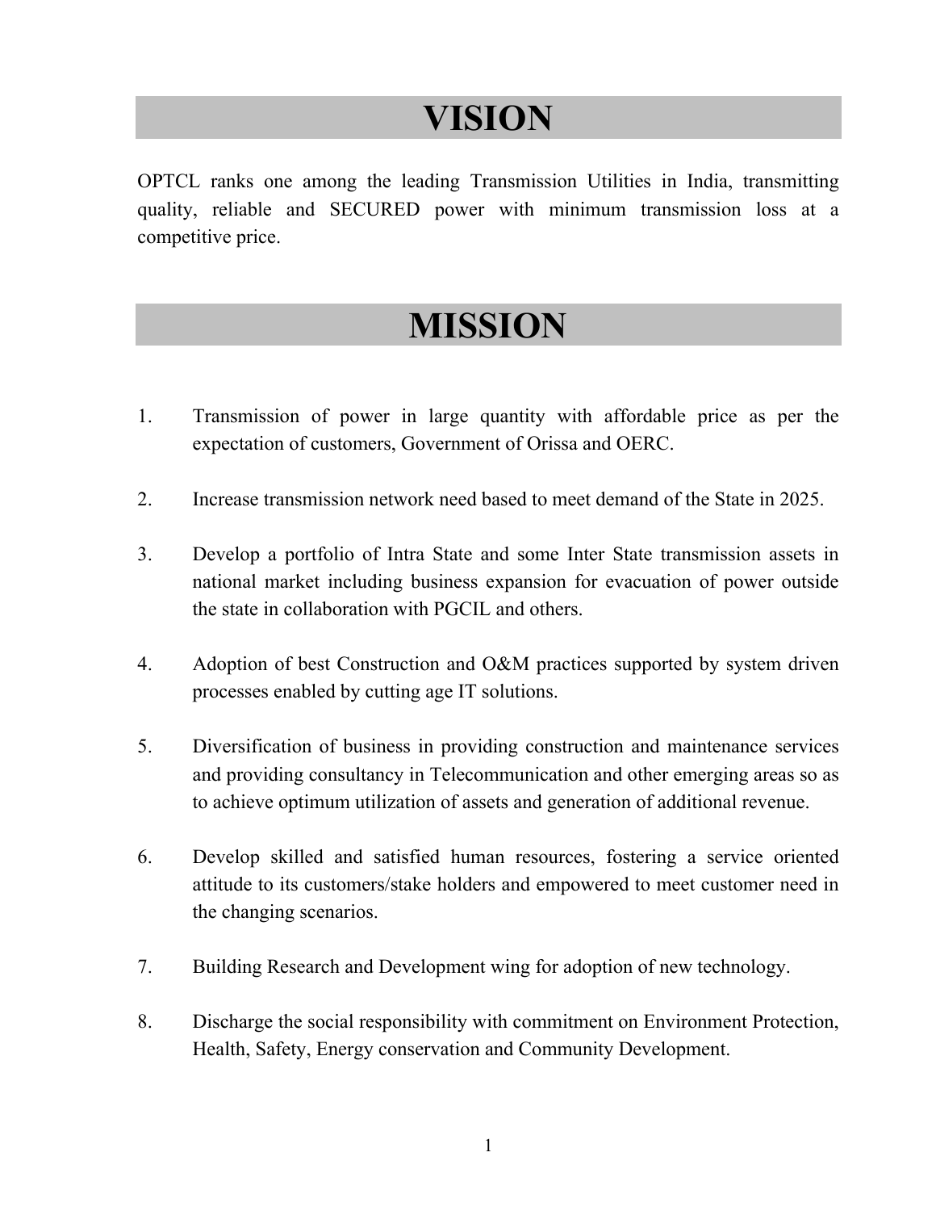# VISION

OPTCL ranks one among the leading Transmission Utilities in India, transmitting quality, reliable and SECURED power with minimum transmission loss at a competitive price.

# MISSION

1. Transmission of power in large quantity with affordable price as per the expectation of customers, Government of Orissa and OERC.

2. Increase transmission network need based to meet demand of the State in 2025.

3. Develop a portfolio of Intra State and some Inter State transmission assets in national market including business expansion for evacuation of power outside the state in collaboration with PGCIL and others.

4. Adoption of best Construction and O&M practices supported by system driven processes enabled by cutting age IT solutions.

5. Diversification of business in providing construction and maintenance services and providing consultancy in Telecommunication and other emerging areas so as to achieve optimum utilization of assets and generation of additional revenue.

6. Develop skilled and satisfied human resources, fostering a service oriented attitude to its customers/stake holders and empowered to meet customer need in the changing scenarios.

7. Building Research and Development wing for adoption of new technology.

8. Discharge the social responsibility with commitment on Environment Protection, Health, Safety, Energy conservation and Community Development.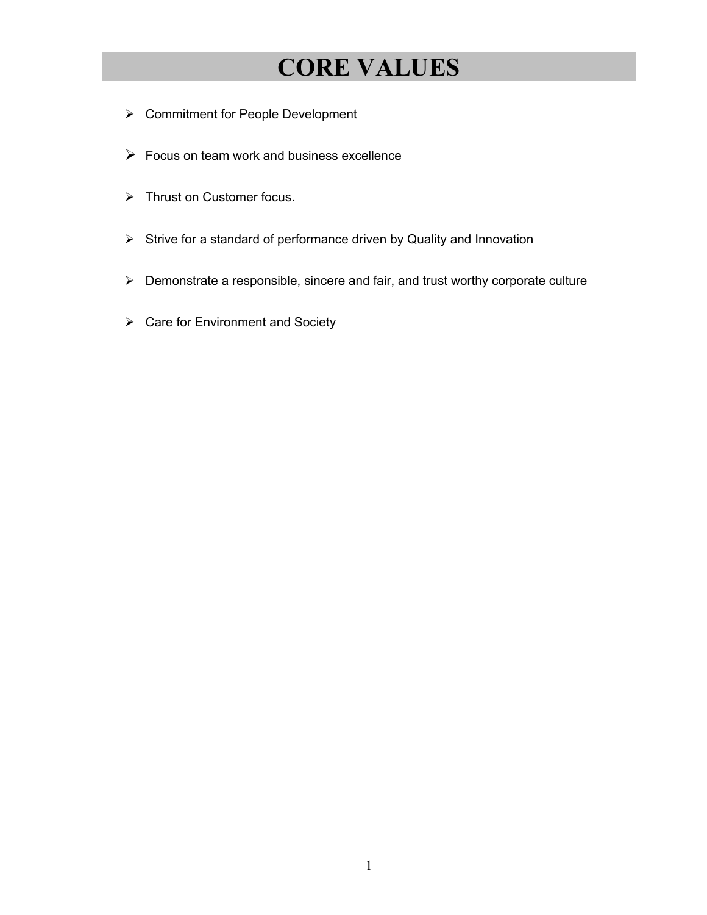# CORE VALUES

- Commitment for People Development
- Focus on team work and business excellence
- Thrust on Customer focus.
- Strive for a standard of performance driven by Quality and Innovation
- Demonstrate a responsible, sincere and fair, and trust worthy corporate culture
- Care for Environment and Society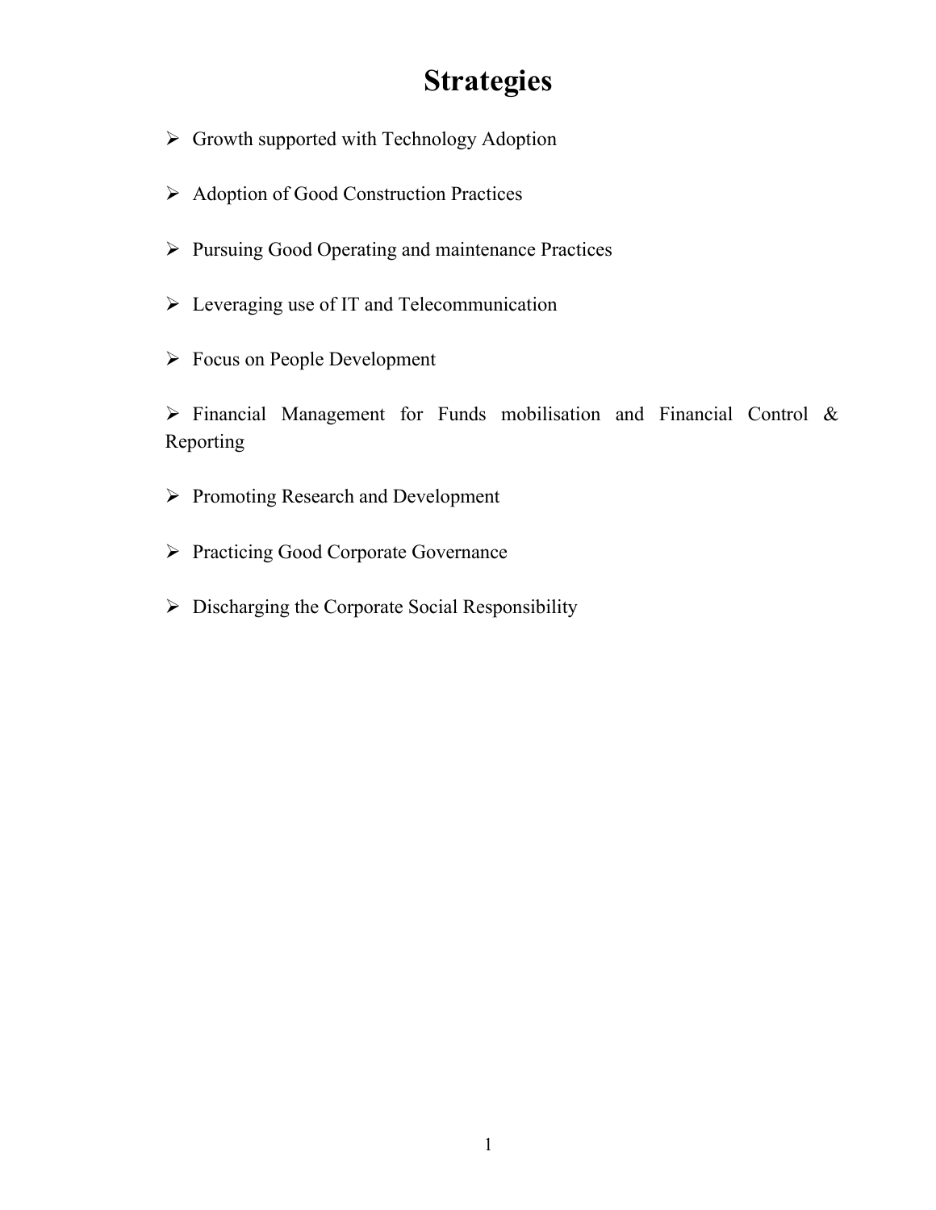# Strategies

- Growth supported with Technology Adoption
- Adoption of Good Construction Practices
- Pursuing Good Operating and maintenance Practices
- Leveraging use of IT and Telecommunication
- Focus on People Development
- Financial Management for Funds mobilisation and Financial Control & Reporting
- Promoting Research and Development
- Practicing Good Corporate Governance
- Discharging the Corporate Social Responsibility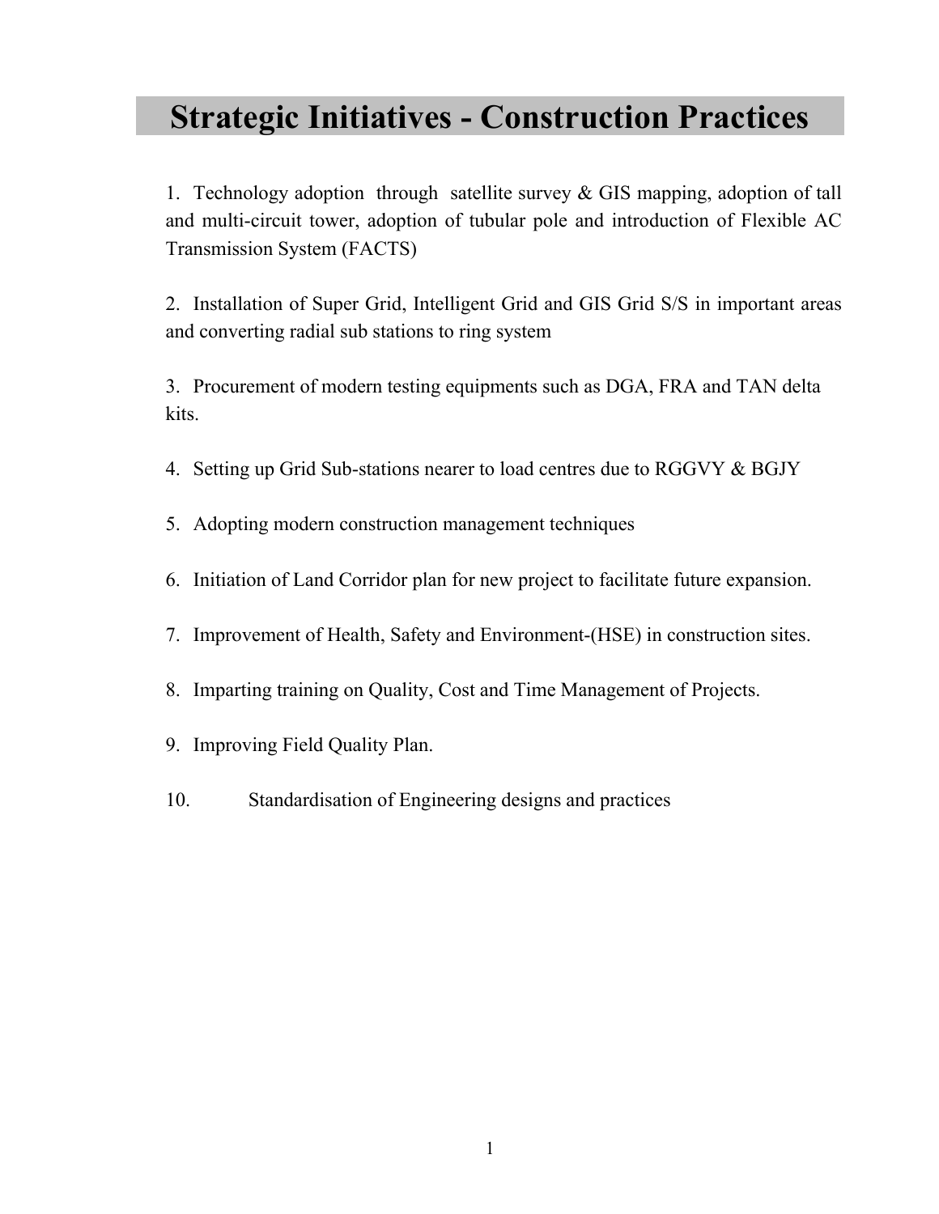# Strategic Initiatives - Construction Practices

1. Technology adoption through satellite survey & GIS mapping, adoption of tall and multi-circuit tower, adoption of tubular pole and introduction of Flexible AC Transmission System (FACTS)

2. Installation of Super Grid, Intelligent Grid and GIS Grid S/S in important areas and converting radial sub stations to ring system

3. Procurement of modern testing equipments such as DGA, FRA and TAN delta kits.

4. Setting up Grid Sub-stations nearer to load centres due to RGGVY & BGJY

5. Adopting modern construction management techniques

6. Initiation of Land Corridor plan for new project to facilitate future expansion.

7. Improvement of Health, Safety and Environment-(HSE) in construction sites.

8. Imparting training on Quality, Cost and Time Management of Projects.

9. Improving Field Quality Plan.

10. Standardisation of Engineering designs and practices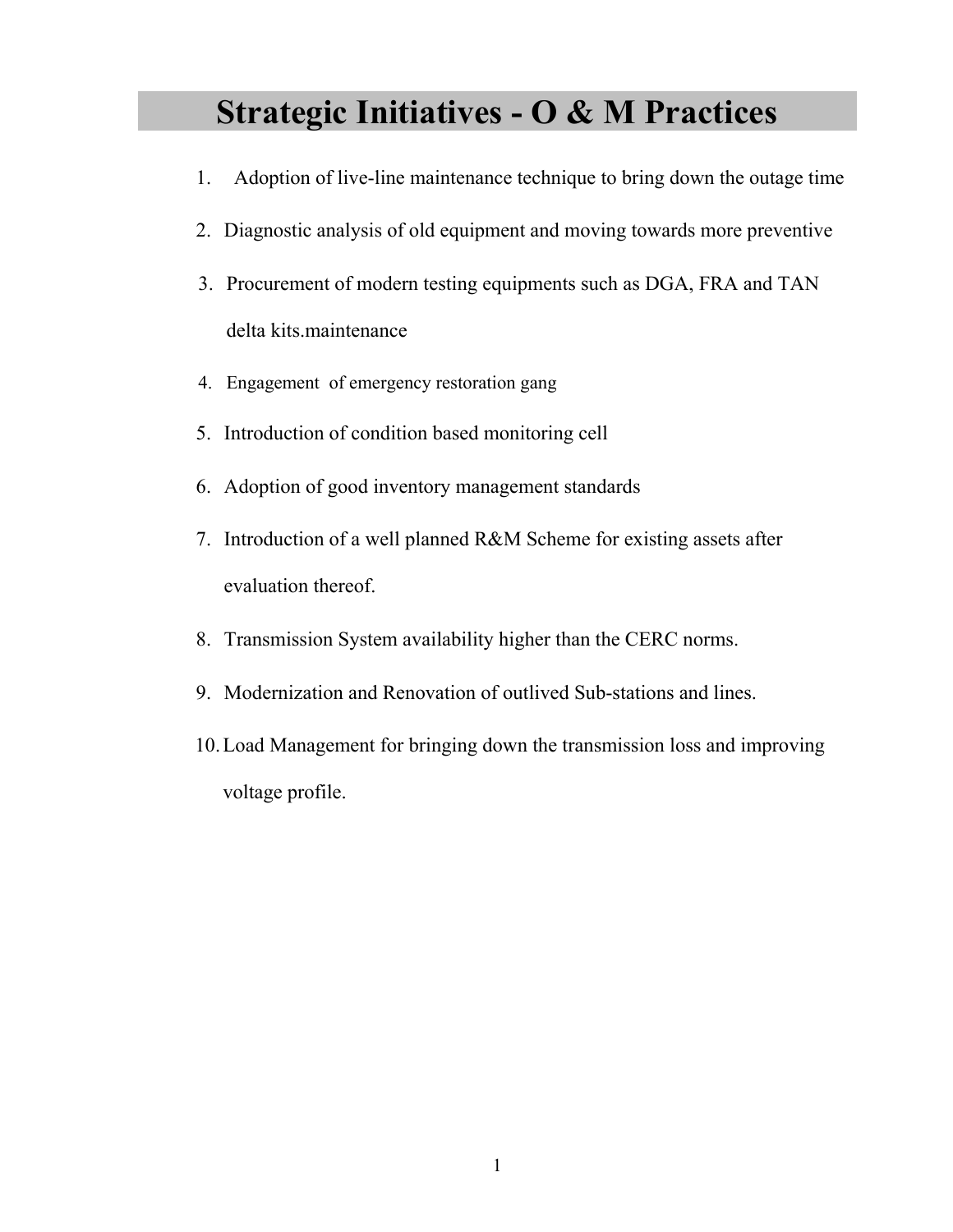# Strategic Initiatives - O & M Practices

1. Adoption of live-line maintenance technique to bring down the outage time
2. Diagnostic analysis of old equipment and moving towards more preventive
3. Procurement of modern testing equipments such as DGA, FRA and TAN delta kits.maintenance
4. Engagement of emergency restoration gang
5. Introduction of condition based monitoring cell
6. Adoption of good inventory management standards
7. Introduction of a well planned R&M Scheme for existing assets after evaluation thereof.
8. Transmission System availability higher than the CERC norms.
9. Modernization and Renovation of outlived Sub-stations and lines.
10. Load Management for bringing down the transmission loss and improving voltage profile.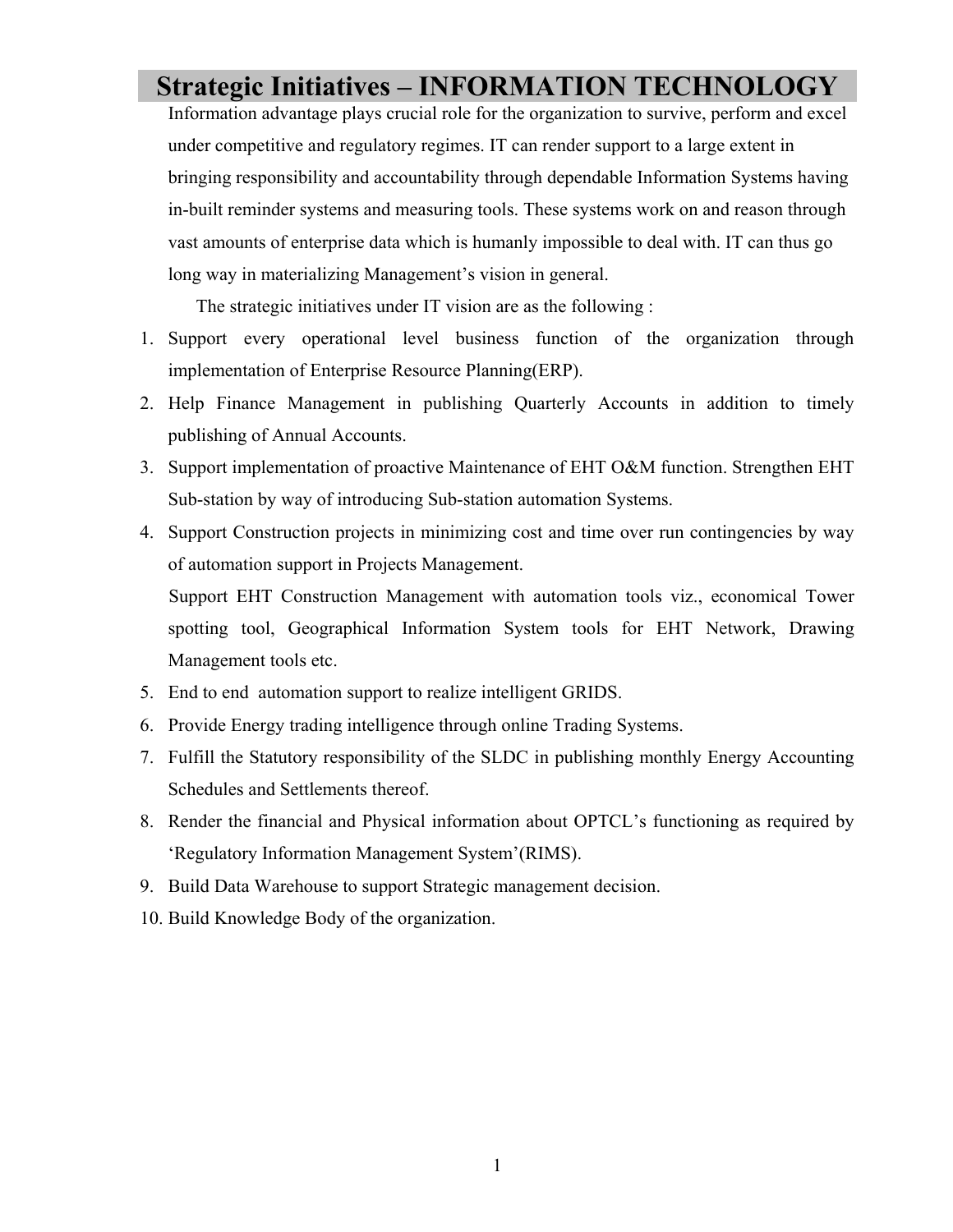# Strategic Initiatives – INFORMATION TECHNOLOGY

Information advantage plays crucial role for the organization to survive, perform and excel under competitive and regulatory regimes. IT can render support to a large extent in bringing responsibility and accountability through dependable Information Systems having in-built reminder systems and measuring tools. These systems work on and reason through vast amounts of enterprise data which is humanly impossible to deal with. IT can thus go long way in materializing Management's vision in general.

The strategic initiatives under IT vision are as the following :

1. Support every operational level business function of the organization through implementation of Enterprise Resource Planning(ERP).
2. Help Finance Management in publishing Quarterly Accounts in addition to timely publishing of Annual Accounts.
3. Support implementation of proactive Maintenance of EHT O&M function. Strengthen EHT Sub-station by way of introducing Sub-station automation Systems.
4. Support Construction projects in minimizing cost and time over run contingencies by way of automation support in Projects Management.

   Support EHT Construction Management with automation tools viz., economical Tower spotting tool, Geographical Information System tools for EHT Network, Drawing Management tools etc.
5. End to end automation support to realize intelligent GRIDS.
6. Provide Energy trading intelligence through online Trading Systems.
7. Fulfill the Statutory responsibility of the SLDC in publishing monthly Energy Accounting Schedules and Settlements thereof.
8. Render the financial and Physical information about OPTCL's functioning as required by 'Regulatory Information Management System'(RIMS).
9. Build Data Warehouse to support Strategic management decision.
10. Build Knowledge Body of the organization.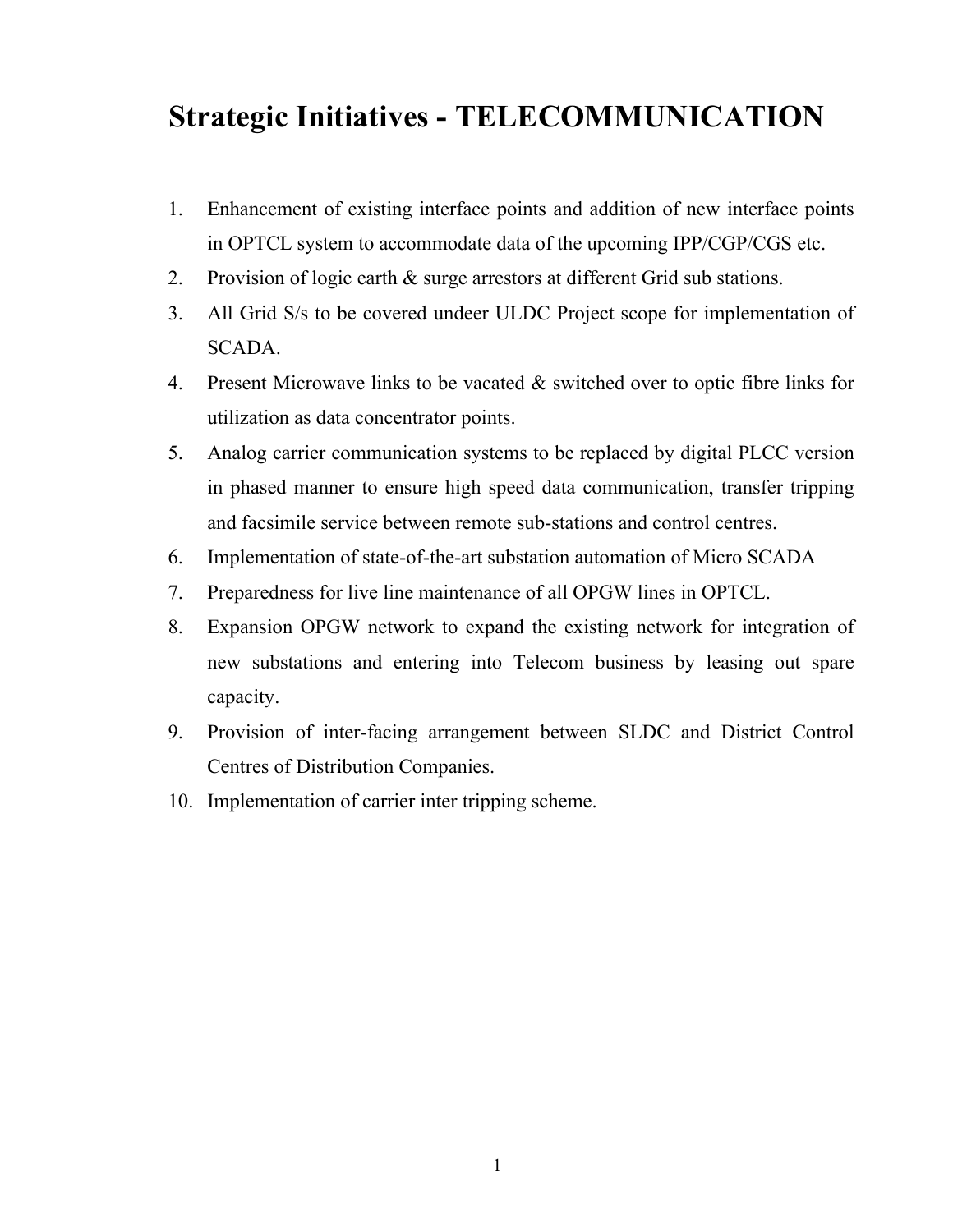# Strategic Initiatives - TELECOMMUNICATION

1. Enhancement of existing interface points and addition of new interface points in OPTCL system to accommodate data of the upcoming IPP/CGP/CGS etc.
2. Provision of logic earth & surge arrestors at different Grid sub stations.
3. All Grid S/s to be covered undeer ULDC Project scope for implementation of SCADA.
4. Present Microwave links to be vacated & switched over to optic fibre links for utilization as data concentrator points.
5. Analog carrier communication systems to be replaced by digital PLCC version in phased manner to ensure high speed data communication, transfer tripping and facsimile service between remote sub-stations and control centres.
6. Implementation of state-of-the-art substation automation of Micro SCADA
7. Preparedness for live line maintenance of all OPGW lines in OPTCL.
8. Expansion OPGW network to expand the existing network for integration of new substations and entering into Telecom business by leasing out spare capacity.
9. Provision of inter-facing arrangement between SLDC and District Control Centres of Distribution Companies.
10. Implementation of carrier inter tripping scheme.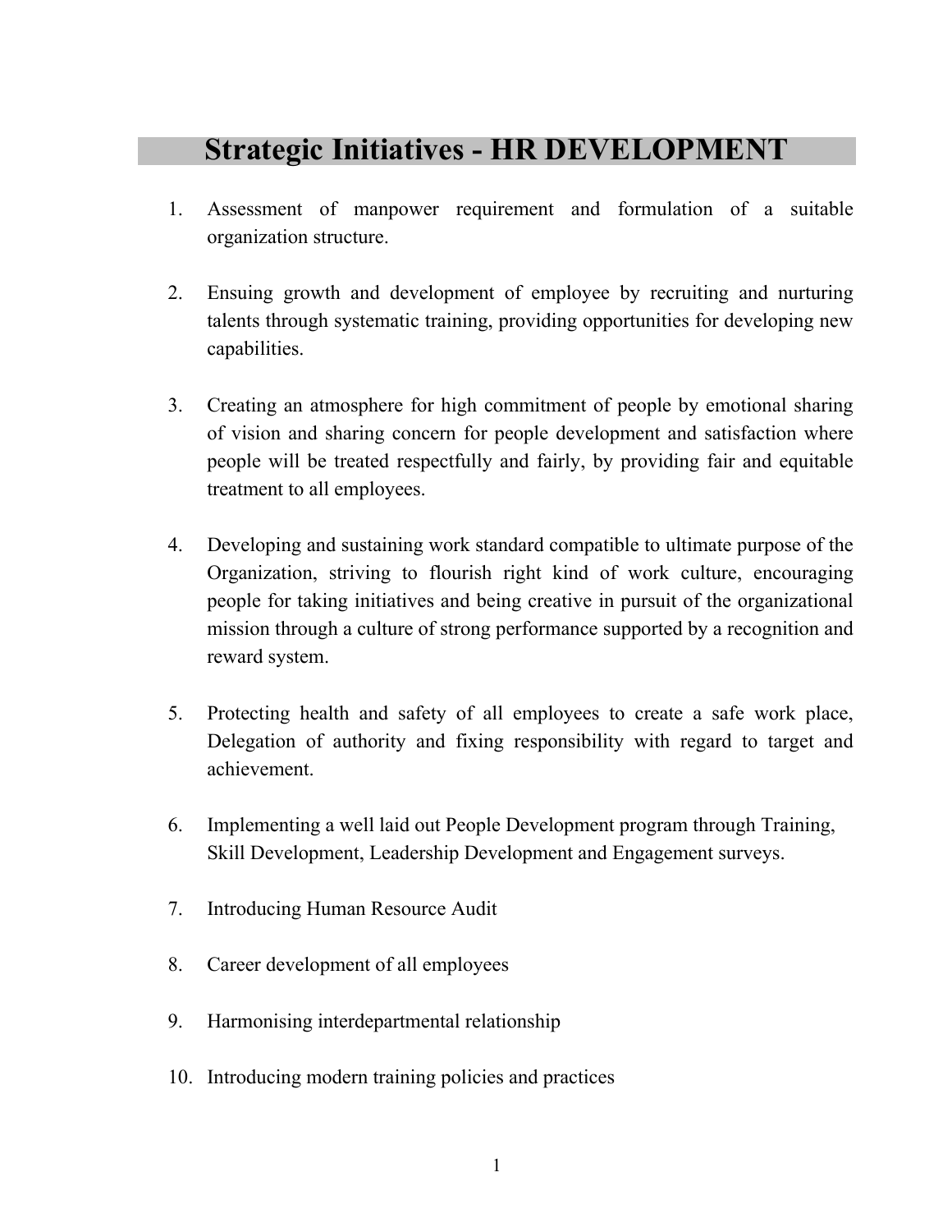# Strategic Initiatives - HR DEVELOPMENT

1. Assessment of manpower requirement and formulation of a suitable organization structure.

2. Ensuing growth and development of employee by recruiting and nurturing talents through systematic training, providing opportunities for developing new capabilities.

3. Creating an atmosphere for high commitment of people by emotional sharing of vision and sharing concern for people development and satisfaction where people will be treated respectfully and fairly, by providing fair and equitable treatment to all employees.

4. Developing and sustaining work standard compatible to ultimate purpose of the Organization, striving to flourish right kind of work culture, encouraging people for taking initiatives and being creative in pursuit of the organizational mission through a culture of strong performance supported by a recognition and reward system.

5. Protecting health and safety of all employees to create a safe work place, Delegation of authority and fixing responsibility with regard to target and achievement.

6. Implementing a well laid out People Development program through Training, Skill Development, Leadership Development and Engagement surveys.

7. Introducing Human Resource Audit

8. Career development of all employees

9. Harmonising interdepartmental relationship

10. Introducing modern training policies and practices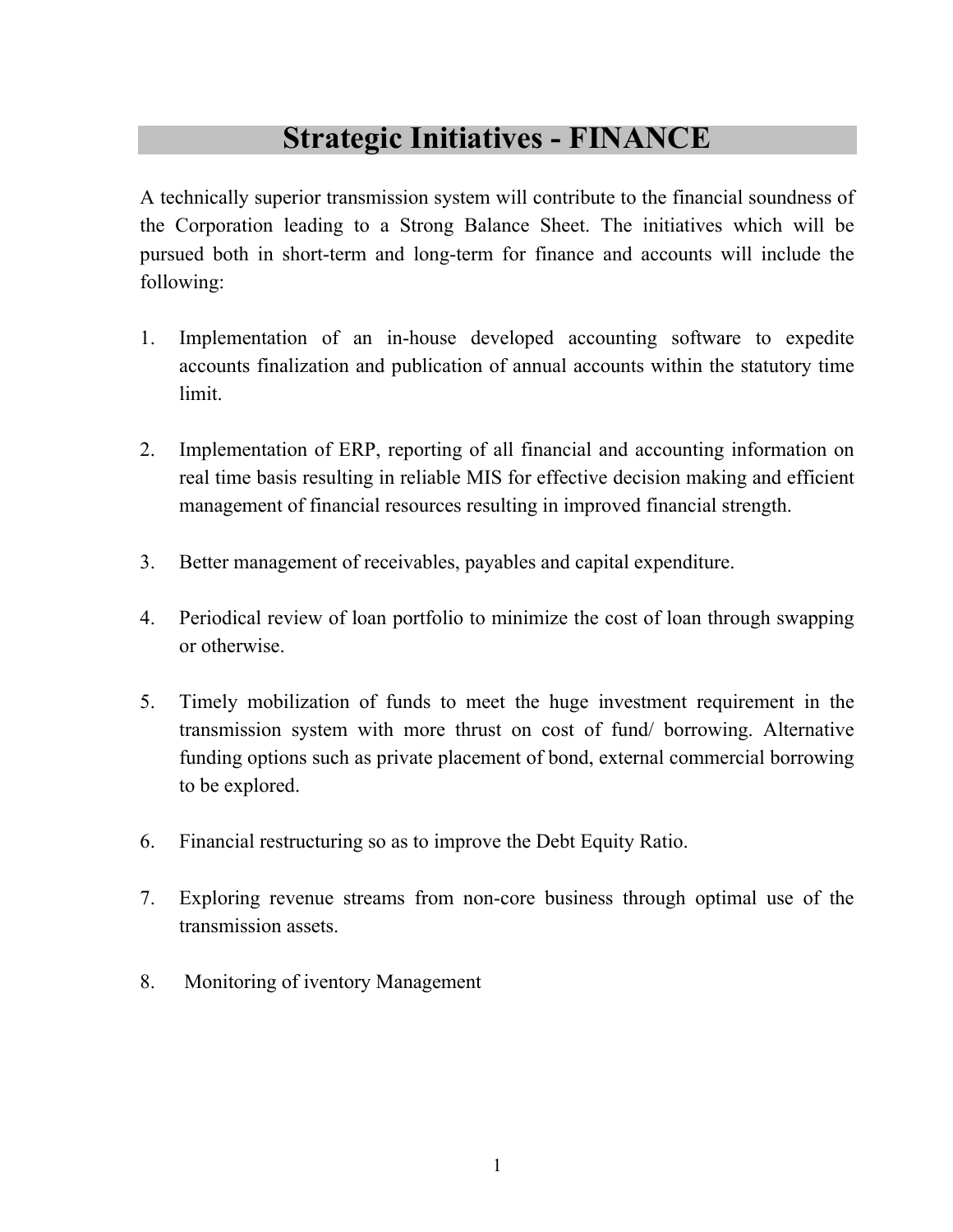# Strategic Initiatives - FINANCE

A technically superior transmission system will contribute to the financial soundness of the Corporation leading to a Strong Balance Sheet. The initiatives which will be pursued both in short-term and long-term for finance and accounts will include the following:

1. Implementation of an in-house developed accounting software to expedite accounts finalization and publication of annual accounts within the statutory time limit.

2. Implementation of ERP, reporting of all financial and accounting information on real time basis resulting in reliable MIS for effective decision making and efficient management of financial resources resulting in improved financial strength.

3. Better management of receivables, payables and capital expenditure.

4. Periodical review of loan portfolio to minimize the cost of loan through swapping or otherwise.

5. Timely mobilization of funds to meet the huge investment requirement in the transmission system with more thrust on cost of fund/ borrowing. Alternative funding options such as private placement of bond, external commercial borrowing to be explored.

6. Financial restructuring so as to improve the Debt Equity Ratio.

7. Exploring revenue streams from non-core business through optimal use of the transmission assets.

8. Monitoring of iventory Management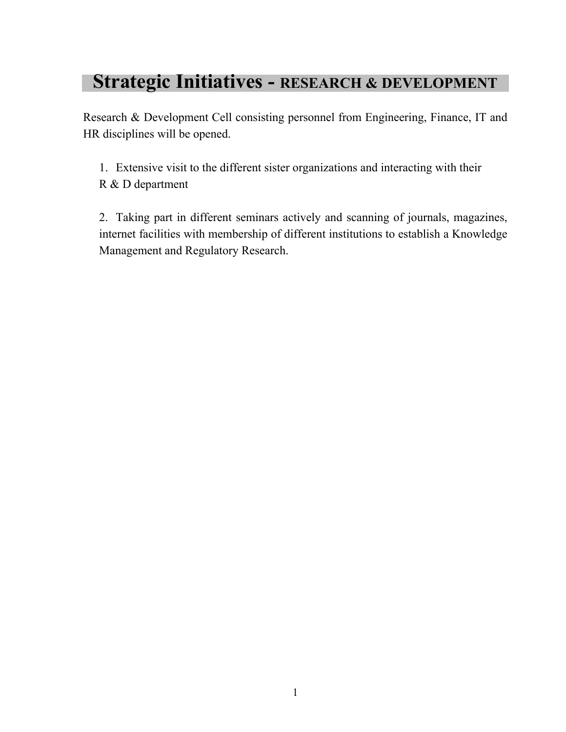# Strategic Initiatives - RESEARCH & DEVELOPMENT

Research & Development Cell consisting personnel from Engineering, Finance, IT and HR disciplines will be opened.

1. Extensive visit to the different sister organizations and interacting with their R & D department

2. Taking part in different seminars actively and scanning of journals, magazines, internet facilities with membership of different institutions to establish a Knowledge Management and Regulatory Research.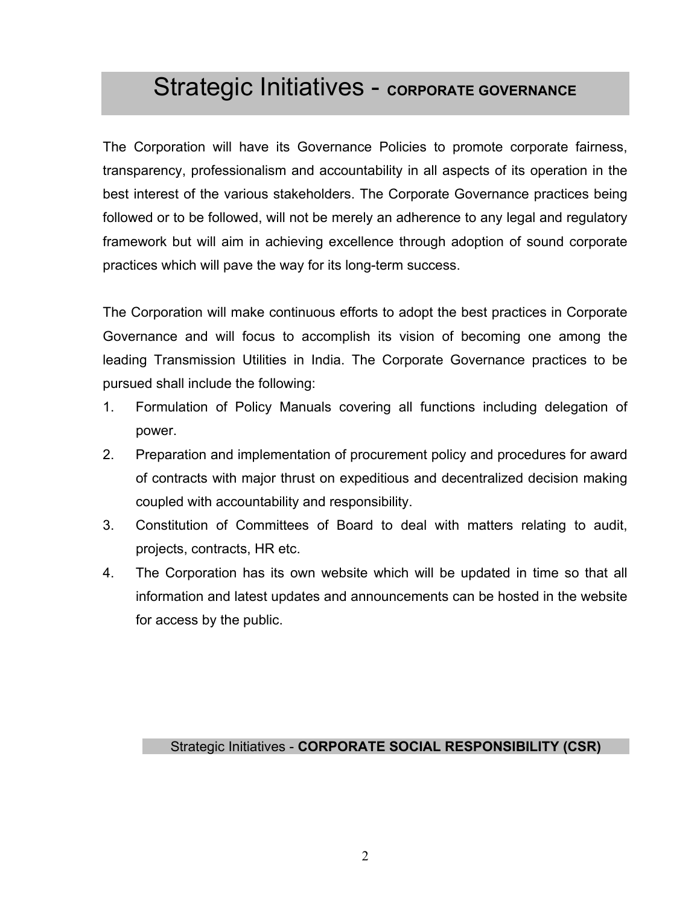# Strategic Initiatives - CORPORATE GOVERNANCE

The Corporation will have its Governance Policies to promote corporate fairness, transparency, professionalism and accountability in all aspects of its operation in the best interest of the various stakeholders. The Corporate Governance practices being followed or to be followed, will not be merely an adherence to any legal and regulatory framework but will aim in achieving excellence through adoption of sound corporate practices which will pave the way for its long-term success.

The Corporation will make continuous efforts to adopt the best practices in Corporate Governance and will focus to accomplish its vision of becoming one among the leading Transmission Utilities in India. The Corporate Governance practices to be pursued shall include the following:

1. Formulation of Policy Manuals covering all functions including delegation of power.
2. Preparation and implementation of procurement policy and procedures for award of contracts with major thrust on expeditious and decentralized decision making coupled with accountability and responsibility.
3. Constitution of Committees of Board to deal with matters relating to audit, projects, contracts, HR etc.
4. The Corporation has its own website which will be updated in time so that all information and latest updates and announcements can be hosted in the website for access by the public.

## Strategic Initiatives - CORPORATE SOCIAL RESPONSIBILITY (CSR)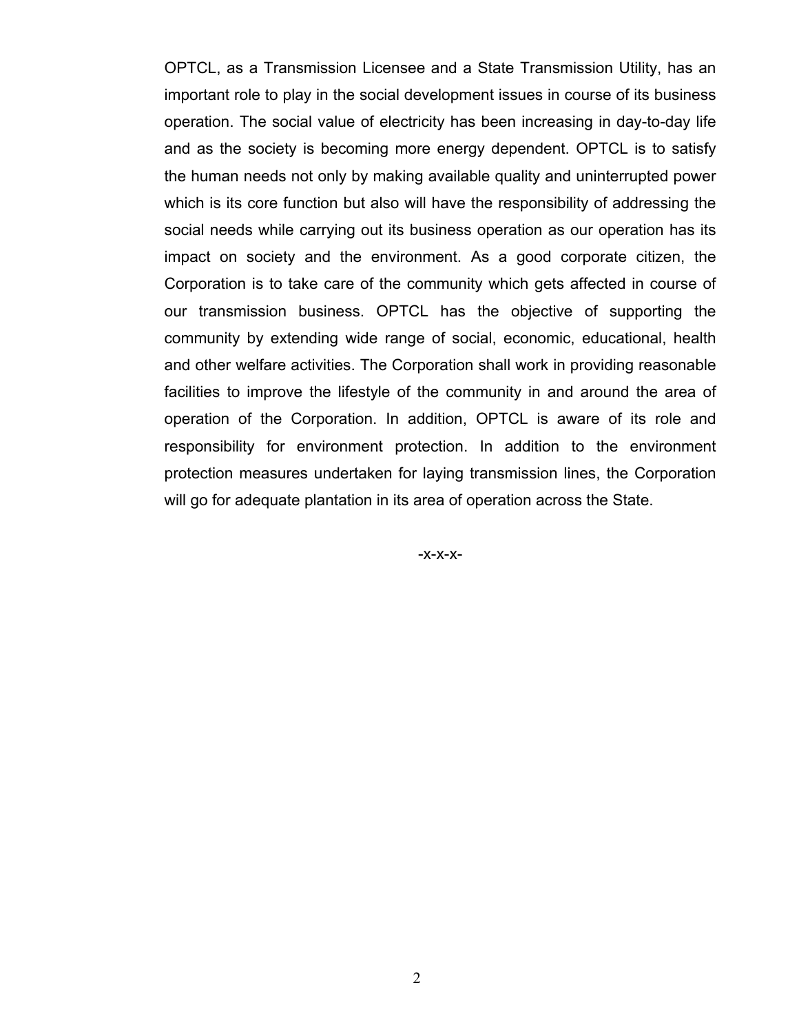OPTCL, as a Transmission Licensee and a State Transmission Utility, has an important role to play in the social development issues in course of its business operation. The social value of electricity has been increasing in day-to-day life and as the society is becoming more energy dependent. OPTCL is to satisfy the human needs not only by making available quality and uninterrupted power which is its core function but also will have the responsibility of addressing the social needs while carrying out its business operation as our operation has its impact on society and the environment. As a good corporate citizen, the Corporation is to take care of the community which gets affected in course of our transmission business. OPTCL has the objective of supporting the community by extending wide range of social, economic, educational, health and other welfare activities. The Corporation shall work in providing reasonable facilities to improve the lifestyle of the community in and around the area of operation of the Corporation. In addition, OPTCL is aware of its role and responsibility for environment protection. In addition to the environment protection measures undertaken for laying transmission lines, the Corporation will go for adequate plantation in its area of operation across the State.

-x-x-x-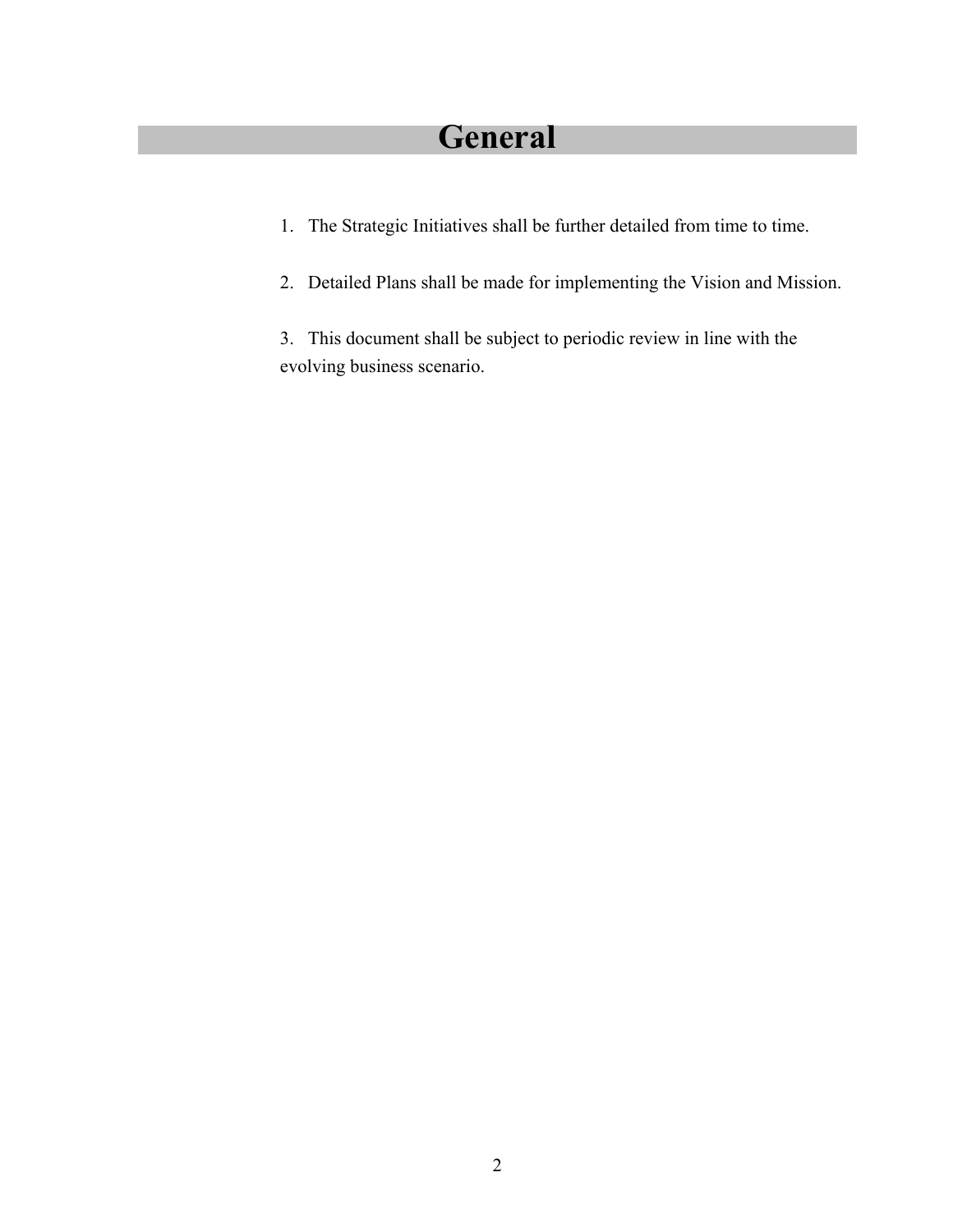# General

1. The Strategic Initiatives shall be further detailed from time to time.

2. Detailed Plans shall be made for implementing the Vision and Mission.

3. This document shall be subject to periodic review in line with the evolving business scenario.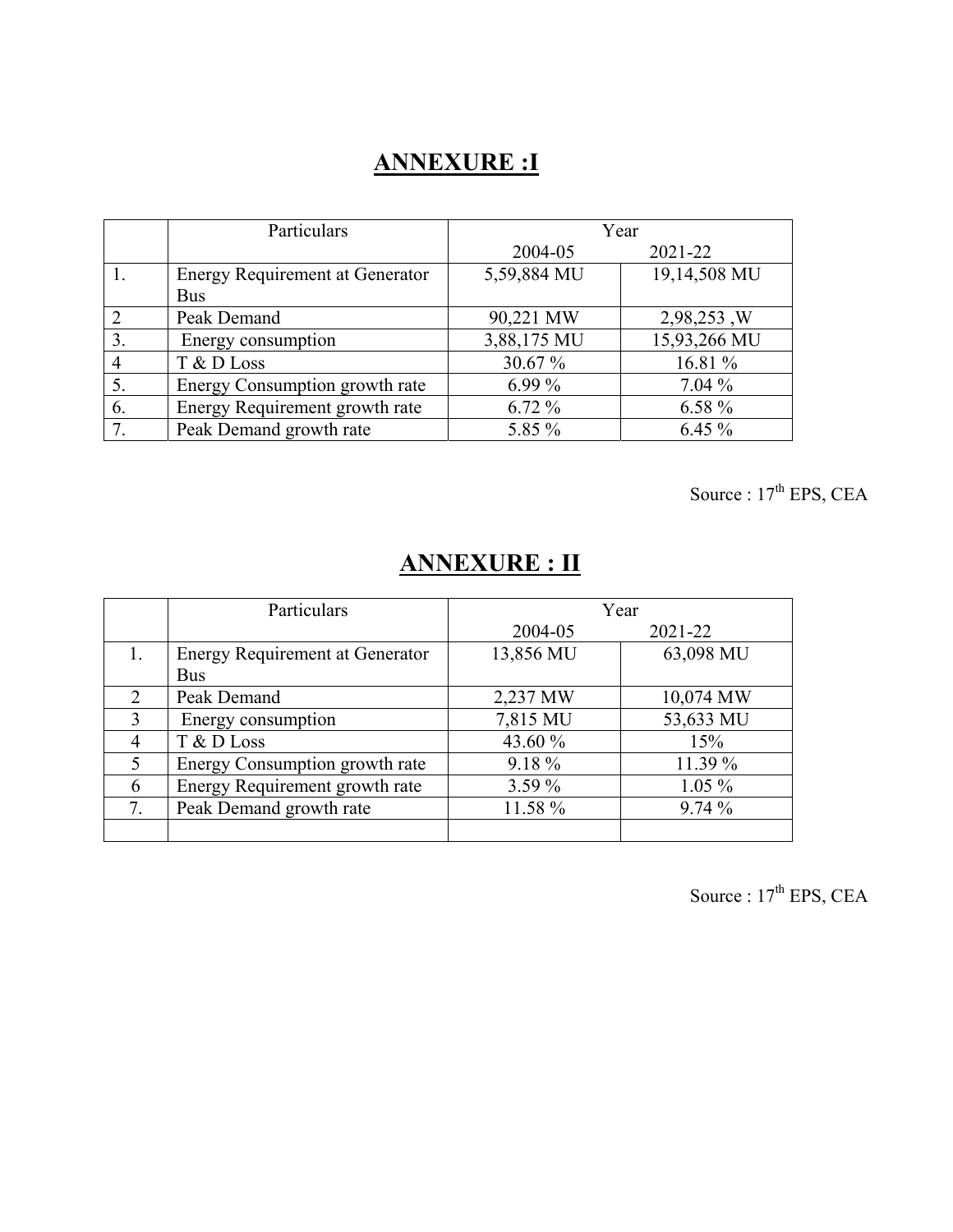## ANNEXURE :I

| | Particulars | Year | |
|---|---|---|---|
| | | 2004-05 | 2021-22 |
| 1. | Energy Requirement at Generator Bus | 5,59,884 MU | 19,14,508 MU |
| 2 | Peak Demand | 90,221 MW | 2,98,253 ,W |
| 3. | Energy consumption | 3,88,175 MU | 15,93,266 MU |
| 4 | T & D Loss | 30.67 % | 16.81 % |
| 5. | Energy Consumption growth rate | 6.99 % | 7.04 % |
| 6. | Energy Requirement growth rate | 6.72 % | 6.58 % |
| 7. | Peak Demand growth rate | 5.85 % | 6.45 % |

Source : 17th EPS, CEA

## ANNEXURE : II

| | Particulars | Year | |
|---|---|---|---|
| | | 2004-05 | 2021-22 |
| 1. | Energy Requirement at Generator Bus | 13,856 MU | 63,098 MU |
| 2 | Peak Demand | 2,237 MW | 10,074 MW |
| 3 | Energy consumption | 7,815 MU | 53,633 MU |
| 4 | T & D Loss | 43.60 % | 15% |
| 5 | Energy Consumption growth rate | 9.18 % | 11.39 % |
| 6 | Energy Requirement growth rate | 3.59 % | 1.05 % |
| 7. | Peak Demand growth rate | 11.58 % | 9.74 % |
| | | | |

Source : 17th EPS, CEA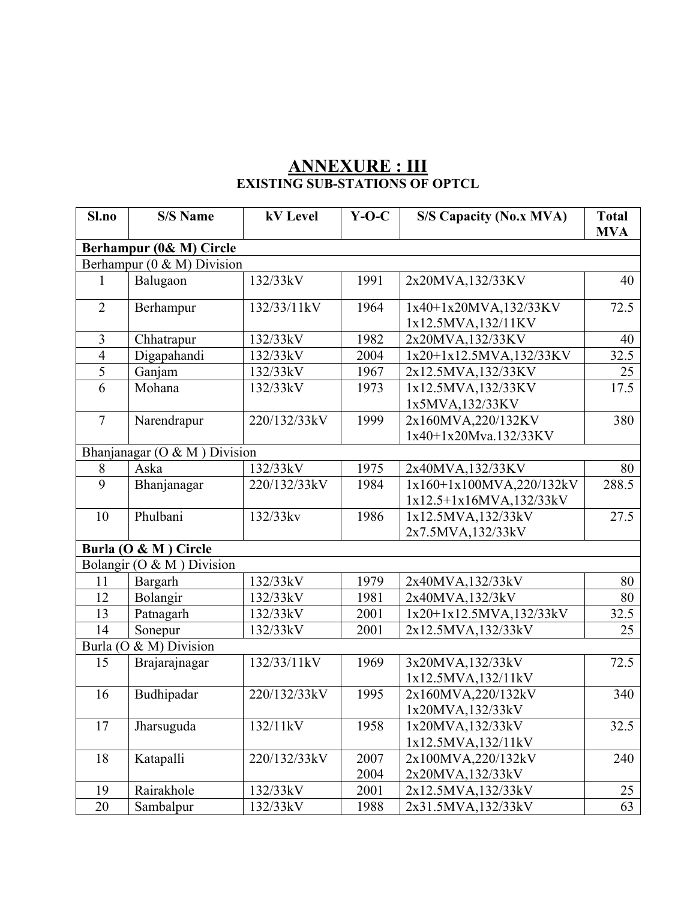# ANNEXURE : III

## EXISTING SUB-STATIONS OF OPTCL

| Sl.no | S/S Name | kV Level | Y-O-C | S/S Capacity (No.x MVA) | Total MVA |
|---|---|---|---|---|---|
| **Berhampur (0& M) Circle** | | | | | |
| Berhampur (0 & M) Division | | | | | |
| 1 | Balugaon | 132/33kV | 1991 | 2x20MVA,132/33KV | 40 |
| 2 | Berhampur | 132/33/11kV | 1964 | 1x40+1x20MVA,132/33KV<br>1x12.5MVA,132/11KV | 72.5 |
| 3 | Chhatrapur | 132/33kV | 1982 | 2x20MVA,132/33KV | 40 |
| 4 | Digapahandi | 132/33kV | 2004 | 1x20+1x12.5MVA,132/33KV | 32.5 |
| 5 | Ganjam | 132/33kV | 1967 | 2x12.5MVA,132/33KV | 25 |
| 6 | Mohana | 132/33kV | 1973 | 1x12.5MVA,132/33KV<br>1x5MVA,132/33KV | 17.5 |
| 7 | Narendrapur | 220/132/33kV | 1999 | 2x160MVA,220/132KV<br>1x40+1x20Mva.132/33KV | 380 |
| Bhanjanagar (O & M ) Division | | | | | |
| 8 | Aska | 132/33kV | 1975 | 2x40MVA,132/33KV | 80 |
| 9 | Bhanjanagar | 220/132/33kV | 1984 | 1x160+1x100MVA,220/132kV<br>1x12.5+1x16MVA,132/33kV | 288.5 |
| 10 | Phulbani | 132/33kv | 1986 | 1x12.5MVA,132/33kV<br>2x7.5MVA,132/33kV | 27.5 |
| **Burla (O & M ) Circle** | | | | | |
| Bolangir (O & M ) Division | | | | | |
| 11 | Bargarh | 132/33kV | 1979 | 2x40MVA,132/33kV | 80 |
| 12 | Bolangir | 132/33kV | 1981 | 2x40MVA,132/3kV | 80 |
| 13 | Patnagarh | 132/33kV | 2001 | 1x20+1x12.5MVA,132/33kV | 32.5 |
| 14 | Sonepur | 132/33kV | 2001 | 2x12.5MVA,132/33kV | 25 |
| Burla (O & M) Division | | | | | |
| 15 | Brajarajnagar | 132/33/11kV | 1969 | 3x20MVA,132/33kV<br>1x12.5MVA,132/11kV | 72.5 |
| 16 | Budhipadar | 220/132/33kV | 1995 | 2x160MVA,220/132kV<br>1x20MVA,132/33kV | 340 |
| 17 | Jharsuguda | 132/11kV | 1958 | 1x20MVA,132/33kV<br>1x12.5MVA,132/11kV | 32.5 |
| 18 | Katapalli | 220/132/33kV | 2007<br>2004 | 2x100MVA,220/132kV<br>2x20MVA,132/33kV | 240 |
| 19 | Rairakhole | 132/33kV | 2001 | 2x12.5MVA,132/33kV | 25 |
| 20 | Sambalpur | 132/33kV | 1988 | 2x31.5MVA,132/33kV | 63 |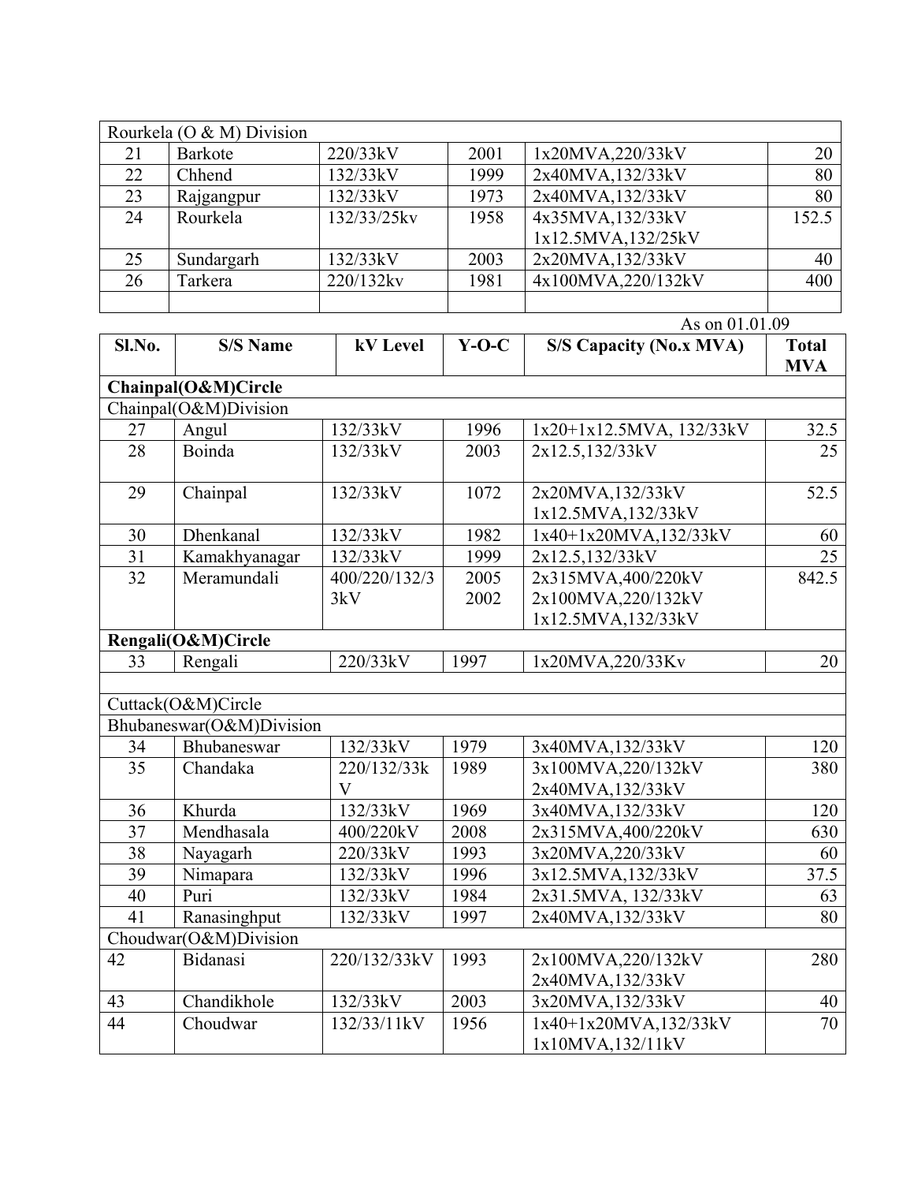| | | | | | |
|---|---|---|---|---|---|
| Rourkela (O & M) Division | | | | | |
| 21 | Barkote | 220/33kV | 2001 | 1x20MVA,220/33kV | 20 |
| 22 | Chhend | 132/33kV | 1999 | 2x40MVA,132/33kV | 80 |
| 23 | Rajgangpur | 132/33kV | 1973 | 2x40MVA,132/33kV | 80 |
| 24 | Rourkela | 132/33/25kv | 1958 | 4x35MVA,132/33kV<br>1x12.5MVA,132/25kV | 152.5 |
| 25 | Sundargarh | 132/33kV | 2003 | 2x20MVA,132/33kV | 40 |
| 26 | Tarkera | 220/132kv | 1981 | 4x100MVA,220/132kV | 400 |
| | | | | | |

As on 01.01.09

| Sl.No. | S/S Name | kV Level | Y-O-C | S/S Capacity (No.x MVA) | Total MVA |
|---|---|---|---|---|---|
| **Chainpal(O&M)Circle** | | | | | |
| Chainpal(O&M)Division | | | | | |
| 27 | Angul | 132/33kV | 1996 | 1x20+1x12.5MVA, 132/33kV | 32.5 |
| 28 | Boinda | 132/33kV | 2003 | 2x12.5,132/33kV | 25 |
| 29 | Chainpal | 132/33kV | 1072 | 2x20MVA,132/33kV<br>1x12.5MVA,132/33kV | 52.5 |
| 30 | Dhenkanal | 132/33kV | 1982 | 1x40+1x20MVA,132/33kV | 60 |
| 31 | Kamakhyanagar | 132/33kV | 1999 | 2x12.5,132/33kV | 25 |
| 32 | Meramundali | 400/220/132/33kV | 2005<br>2002 | 2x315MVA,400/220kV<br>2x100MVA,220/132kV<br>1x12.5MVA,132/33kV | 842.5 |
| **Rengali(O&M)Circle** | | | | | |
| 33 | Rengali | 220/33kV | 1997 | 1x20MVA,220/33Kv | 20 |
| | | | | | |
| Cuttack(O&M)Circle | | | | | |
| Bhubaneswar(O&M)Division | | | | | |
| 34 | Bhubaneswar | 132/33kV | 1979 | 3x40MVA,132/33kV | 120 |
| 35 | Chandaka | 220/132/33kV | 1989 | 3x100MVA,220/132kV<br>2x40MVA,132/33kV | 380 |
| 36 | Khurda | 132/33kV | 1969 | 3x40MVA,132/33kV | 120 |
| 37 | Mendhasala | 400/220kV | 2008 | 2x315MVA,400/220kV | 630 |
| 38 | Nayagarh | 220/33kV | 1993 | 3x20MVA,220/33kV | 60 |
| 39 | Nimapara | 132/33kV | 1996 | 3x12.5MVA,132/33kV | 37.5 |
| 40 | Puri | 132/33kV | 1984 | 2x31.5MVA, 132/33kV | 63 |
| 41 | Ranasinghput | 132/33kV | 1997 | 2x40MVA,132/33kV | 80 |
| Choudwar(O&M)Division | | | | | |
| 42 | Bidanasi | 220/132/33kV | 1993 | 2x100MVA,220/132kV<br>2x40MVA,132/33kV | 280 |
| 43 | Chandikhole | 132/33kV | 2003 | 3x20MVA,132/33kV | 40 |
| 44 | Choudwar | 132/33/11kV | 1956 | 1x40+1x20MVA,132/33kV<br>1x10MVA,132/11kV | 70 |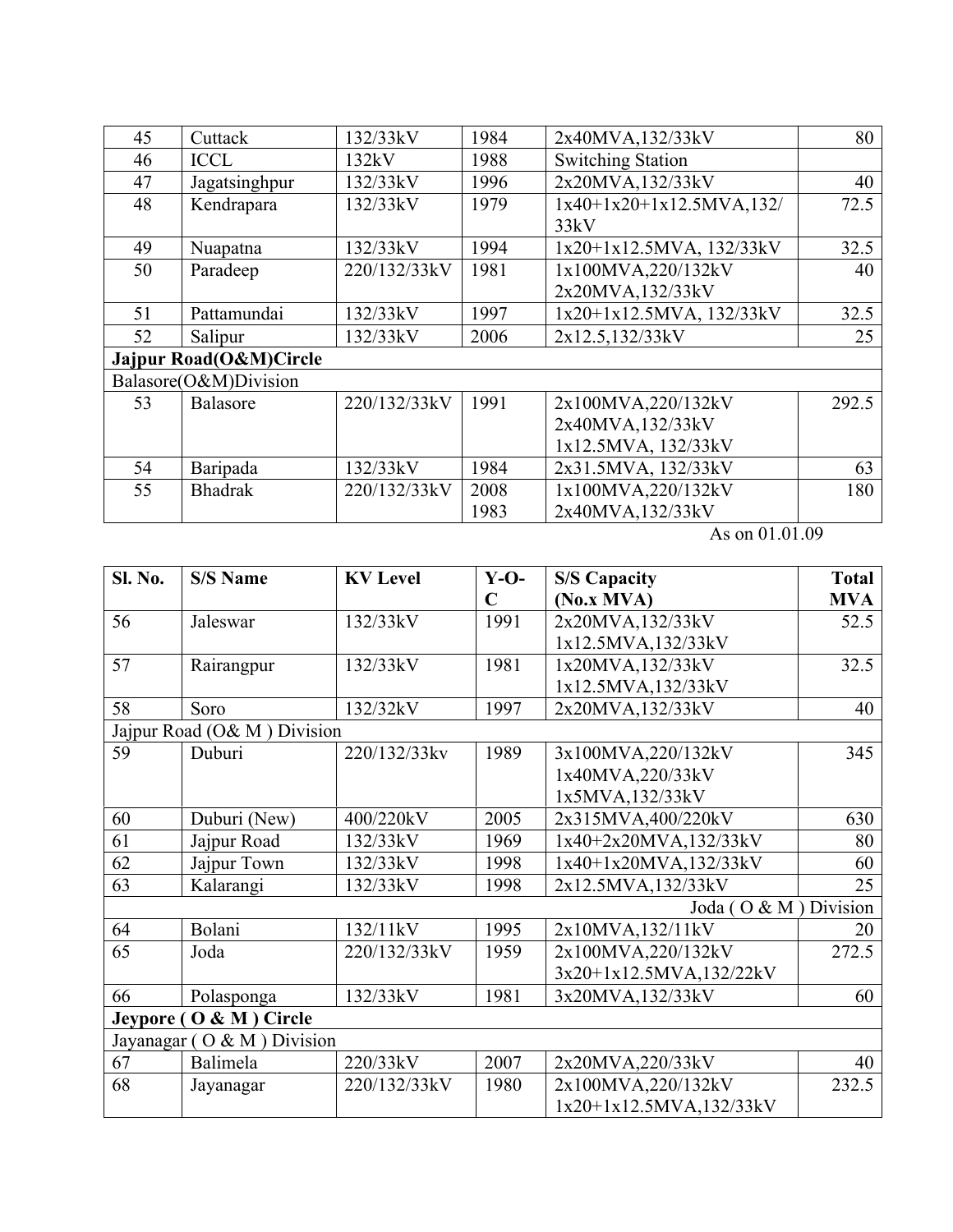| 45 | Cuttack | 132/33kV | 1984 | 2x40MVA,132/33kV | 80 |
|---|---|---|---|---|---|
| 46 | ICCL | 132kV | 1988 | Switching Station | |
| 47 | Jagatsinghpur | 132/33kV | 1996 | 2x20MVA,132/33kV | 40 |
| 48 | Kendrapara | 132/33kV | 1979 | 1x40+1x20+1x12.5MVA,132/33kV | 72.5 |
| 49 | Nuapatna | 132/33kV | 1994 | 1x20+1x12.5MVA, 132/33kV | 32.5 |
| 50 | Paradeep | 220/132/33kV | 1981 | 1x100MVA,220/132kV 2x20MVA,132/33kV | 40 |
| 51 | Pattamundai | 132/33kV | 1997 | 1x20+1x12.5MVA, 132/33kV | 32.5 |
| 52 | Salipur | 132/33kV | 2006 | 2x12.5,132/33kV | 25 |
| **Jajpur Road(O&M)Circle** | | | | | |
| Balasore(O&M)Division | | | | | |
| 53 | Balasore | 220/132/33kV | 1991 | 2x100MVA,220/132kV 2x40MVA,132/33kV 1x12.5MVA, 132/33kV | 292.5 |
| 54 | Baripada | 132/33kV | 1984 | 2x31.5MVA, 132/33kV | 63 |
| 55 | Bhadrak | 220/132/33kV | 2008 1983 | 1x100MVA,220/132kV 2x40MVA,132/33kV | 180 |

As on 01.01.09

| Sl. No. | S/S Name | KV Level | Y-O-C | S/S Capacity (No.x MVA) | Total MVA |
|---|---|---|---|---|---|
| 56 | Jaleswar | 132/33kV | 1991 | 2x20MVA,132/33kV 1x12.5MVA,132/33kV | 52.5 |
| 57 | Rairangpur | 132/33kV | 1981 | 1x20MVA,132/33kV 1x12.5MVA,132/33kV | 32.5 |
| 58 | Soro | 132/32kV | 1997 | 2x20MVA,132/33kV | 40 |
| Jajpur Road (O& M ) Division | | | | | |
| 59 | Duburi | 220/132/33kv | 1989 | 3x100MVA,220/132kV 1x40MVA,220/33kV 1x5MVA,132/33kV | 345 |
| 60 | Duburi (New) | 400/220kV | 2005 | 2x315MVA,400/220kV | 630 |
| 61 | Jajpur Road | 132/33kV | 1969 | 1x40+2x20MVA,132/33kV | 80 |
| 62 | Jajpur Town | 132/33kV | 1998 | 1x40+1x20MVA,132/33kV | 60 |
| 63 | Kalarangi | 132/33kV | 1998 | 2x12.5MVA,132/33kV | 25 |
| Joda ( O & M ) Division | | | | | |
| 64 | Bolani | 132/11kV | 1995 | 2x10MVA,132/11kV | 20 |
| 65 | Joda | 220/132/33kV | 1959 | 2x100MVA,220/132kV 3x20+1x12.5MVA,132/22kV | 272.5 |
| 66 | Polasponga | 132/33kV | 1981 | 3x20MVA,132/33kV | 60 |
| **Jeypore ( O & M ) Circle** | | | | | |
| Jayanagar ( O & M ) Division | | | | | |
| 67 | Balimela | 220/33kV | 2007 | 2x20MVA,220/33kV | 40 |
| 68 | Jayanagar | 220/132/33kV | 1980 | 2x100MVA,220/132kV 1x20+1x12.5MVA,132/33kV | 232.5 |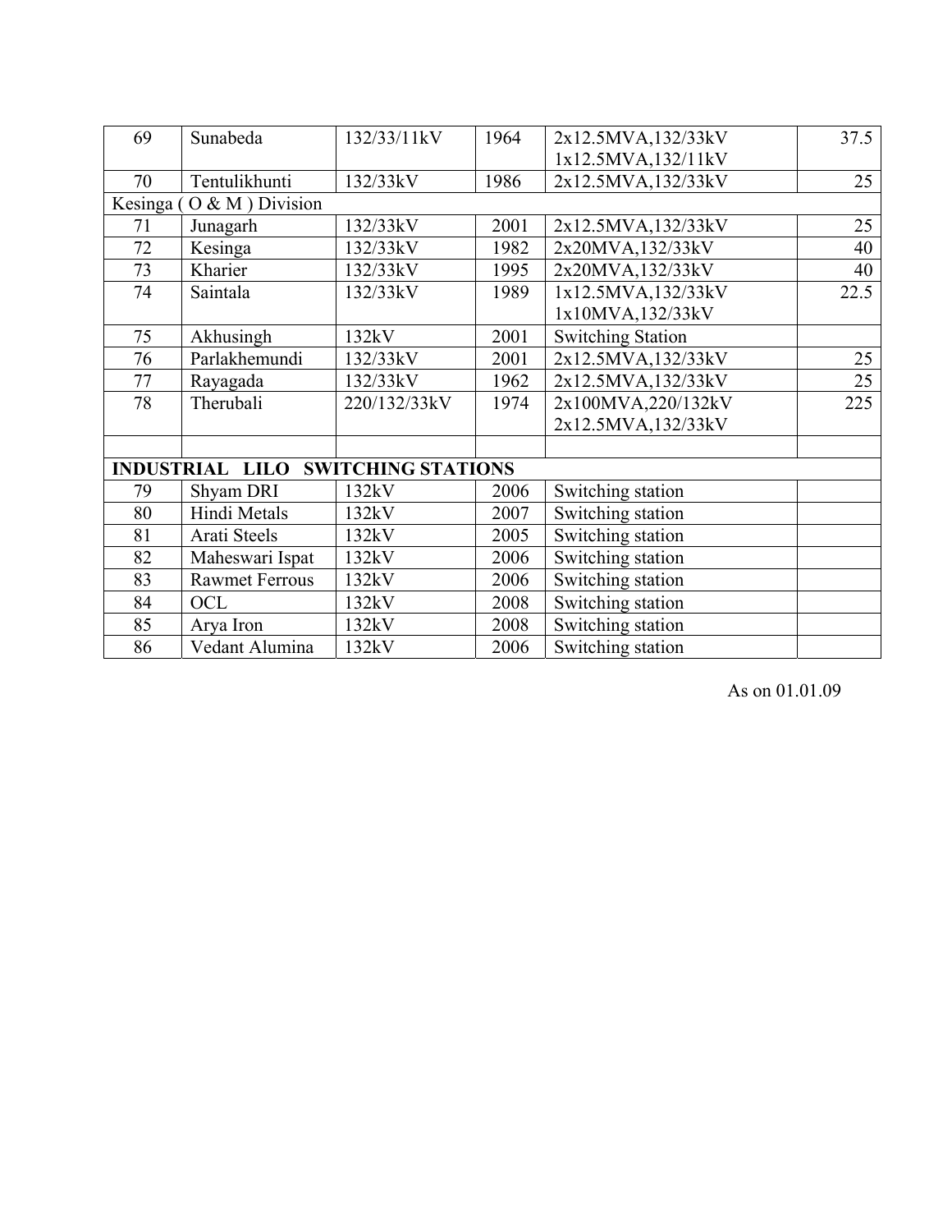| 69 | Sunabeda | 132/33/11kV | 1964 | 2x12.5MVA,132/33kV<br>1x12.5MVA,132/11kV | 37.5 |
|---|---|---|---|---|---|
| 70 | Tentulikhunti | 132/33kV | 1986 | 2x12.5MVA,132/33kV | 25 |
| Kesinga ( O & M ) Division | | | | | |
| 71 | Junagarh | 132/33kV | 2001 | 2x12.5MVA,132/33kV | 25 |
| 72 | Kesinga | 132/33kV | 1982 | 2x20MVA,132/33kV | 40 |
| 73 | Kharier | 132/33kV | 1995 | 2x20MVA,132/33kV | 40 |
| 74 | Saintala | 132/33kV | 1989 | 1x12.5MVA,132/33kV<br>1x10MVA,132/33kV | 22.5 |
| 75 | Akhusingh | 132kV | 2001 | Switching Station | |
| 76 | Parlakhemundi | 132/33kV | 2001 | 2x12.5MVA,132/33kV | 25 |
| 77 | Rayagada | 132/33kV | 1962 | 2x12.5MVA,132/33kV | 25 |
| 78 | Therubali | 220/132/33kV | 1974 | 2x100MVA,220/132kV<br>2x12.5MVA,132/33kV | 225 |
| | | | | | |
| **INDUSTRIAL LILO SWITCHING STATIONS** | | | | | |
| 79 | Shyam DRI | 132kV | 2006 | Switching station | |
| 80 | Hindi Metals | 132kV | 2007 | Switching station | |
| 81 | Arati Steels | 132kV | 2005 | Switching station | |
| 82 | Maheswari Ispat | 132kV | 2006 | Switching station | |
| 83 | Rawmet Ferrous | 132kV | 2006 | Switching station | |
| 84 | OCL | 132kV | 2008 | Switching station | |
| 85 | Arya Iron | 132kV | 2008 | Switching station | |
| 86 | Vedant Alumina | 132kV | 2006 | Switching station | |

As on 01.01.09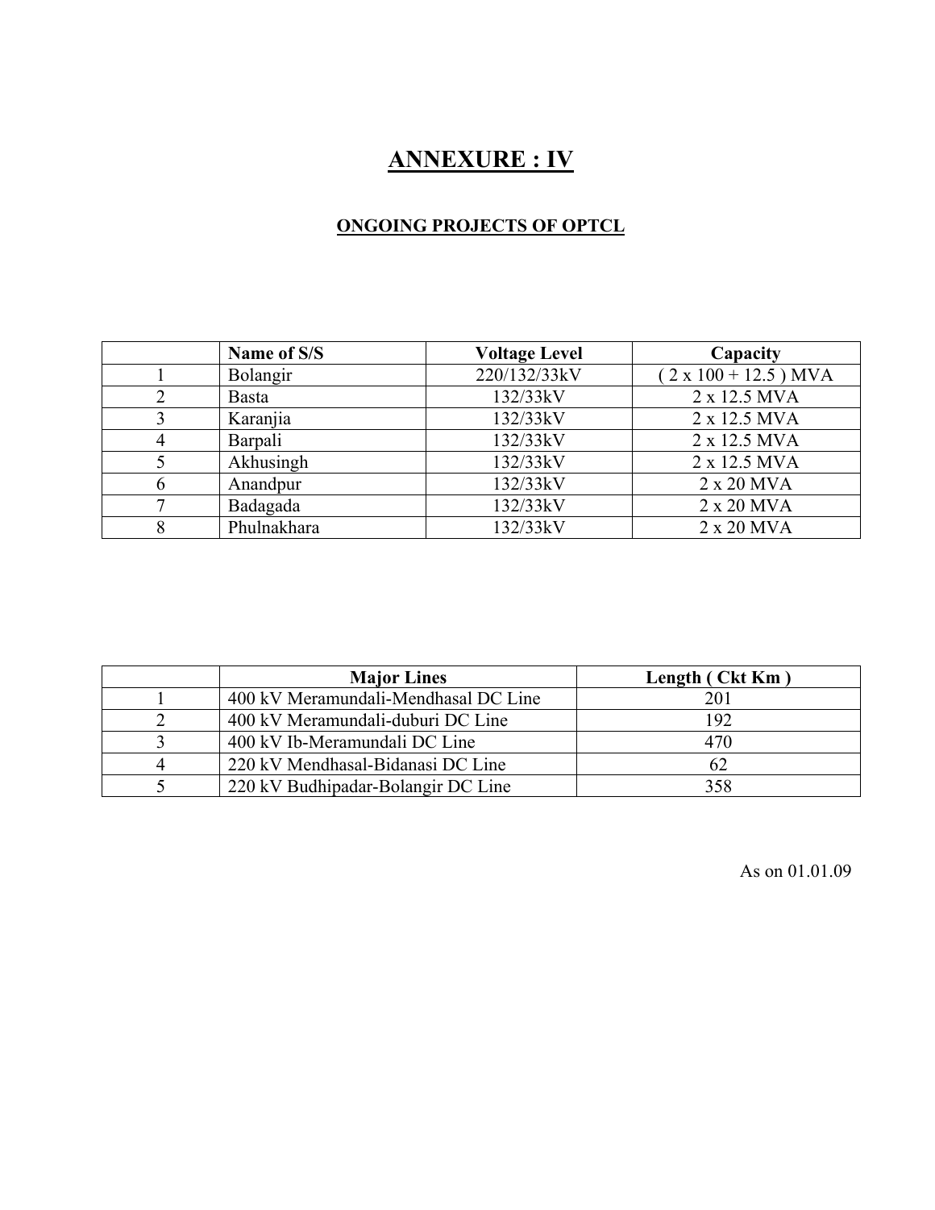# ANNEXURE : IV

## ONGOING PROJECTS OF OPTCL

| | Name of S/S | Voltage Level | Capacity |
|---|---|---|---|
| 1 | Bolangir | 220/132/33kV | ( 2 x 100 + 12.5 ) MVA |
| 2 | Basta | 132/33kV | 2 x 12.5 MVA |
| 3 | Karanjia | 132/33kV | 2 x 12.5 MVA |
| 4 | Barpali | 132/33kV | 2 x 12.5 MVA |
| 5 | Akhusingh | 132/33kV | 2 x 12.5 MVA |
| 6 | Anandpur | 132/33kV | 2 x 20 MVA |
| 7 | Badagada | 132/33kV | 2 x 20 MVA |
| 8 | Phulnakhara | 132/33kV | 2 x 20 MVA |

| | Major Lines | Length ( Ckt Km ) |
|---|---|---|
| 1 | 400 kV Meramundali-Mendhasal DC Line | 201 |
| 2 | 400 kV Meramundali-duburi DC Line | 192 |
| 3 | 400 kV Ib-Meramundali DC Line | 470 |
| 4 | 220 kV Mendhasal-Bidanasi DC Line | 62 |
| 5 | 220 kV Budhipadar-Bolangir DC Line | 358 |

As on 01.01.09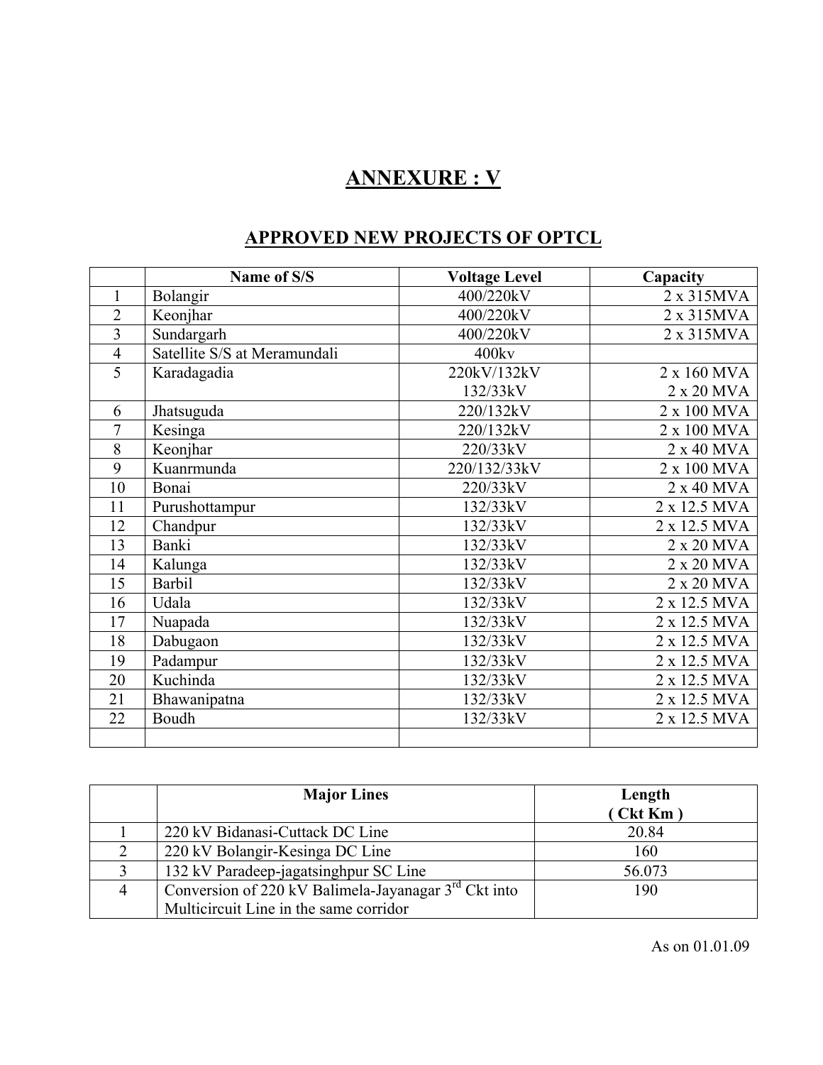# ANNEXURE : V

## APPROVED NEW PROJECTS OF OPTCL

| | Name of S/S | Voltage Level | Capacity |
|---|---|---|---|
| 1 | Bolangir | 400/220kV | 2 x 315MVA |
| 2 | Keonjhar | 400/220kV | 2 x 315MVA |
| 3 | Sundargarh | 400/220kV | 2 x 315MVA |
| 4 | Satellite S/S at Meramundali | 400kv | |
| 5 | Karadagadia | 220kV/132kV<br>132/33kV | 2 x 160 MVA<br>2 x 20 MVA |
| 6 | Jhatsuguda | 220/132kV | 2 x 100 MVA |
| 7 | Kesinga | 220/132kV | 2 x 100 MVA |
| 8 | Keonjhar | 220/33kV | 2 x 40 MVA |
| 9 | Kuanrmunda | 220/132/33kV | 2 x 100 MVA |
| 10 | Bonai | 220/33kV | 2 x 40 MVA |
| 11 | Purushottampur | 132/33kV | 2 x 12.5 MVA |
| 12 | Chandpur | 132/33kV | 2 x 12.5 MVA |
| 13 | Banki | 132/33kV | 2 x 20 MVA |
| 14 | Kalunga | 132/33kV | 2 x 20 MVA |
| 15 | Barbil | 132/33kV | 2 x 20 MVA |
| 16 | Udala | 132/33kV | 2 x 12.5 MVA |
| 17 | Nuapada | 132/33kV | 2 x 12.5 MVA |
| 18 | Dabugaon | 132/33kV | 2 x 12.5 MVA |
| 19 | Padampur | 132/33kV | 2 x 12.5 MVA |
| 20 | Kuchinda | 132/33kV | 2 x 12.5 MVA |
| 21 | Bhawanipatna | 132/33kV | 2 x 12.5 MVA |
| 22 | Boudh | 132/33kV | 2 x 12.5 MVA |
| | | | |

| | Major Lines | Length ( Ckt Km ) |
|---|---|---|
| 1 | 220 kV Bidanasi-Cuttack DC Line | 20.84 |
| 2 | 220 kV Bolangir-Kesinga DC Line | 160 |
| 3 | 132 kV Paradeep-jagatsinghpur SC Line | 56.073 |
| 4 | Conversion of 220 kV Balimela-Jayanagar 3rd Ckt into Multicircuit Line in the same corridor | 190 |

As on 01.01.09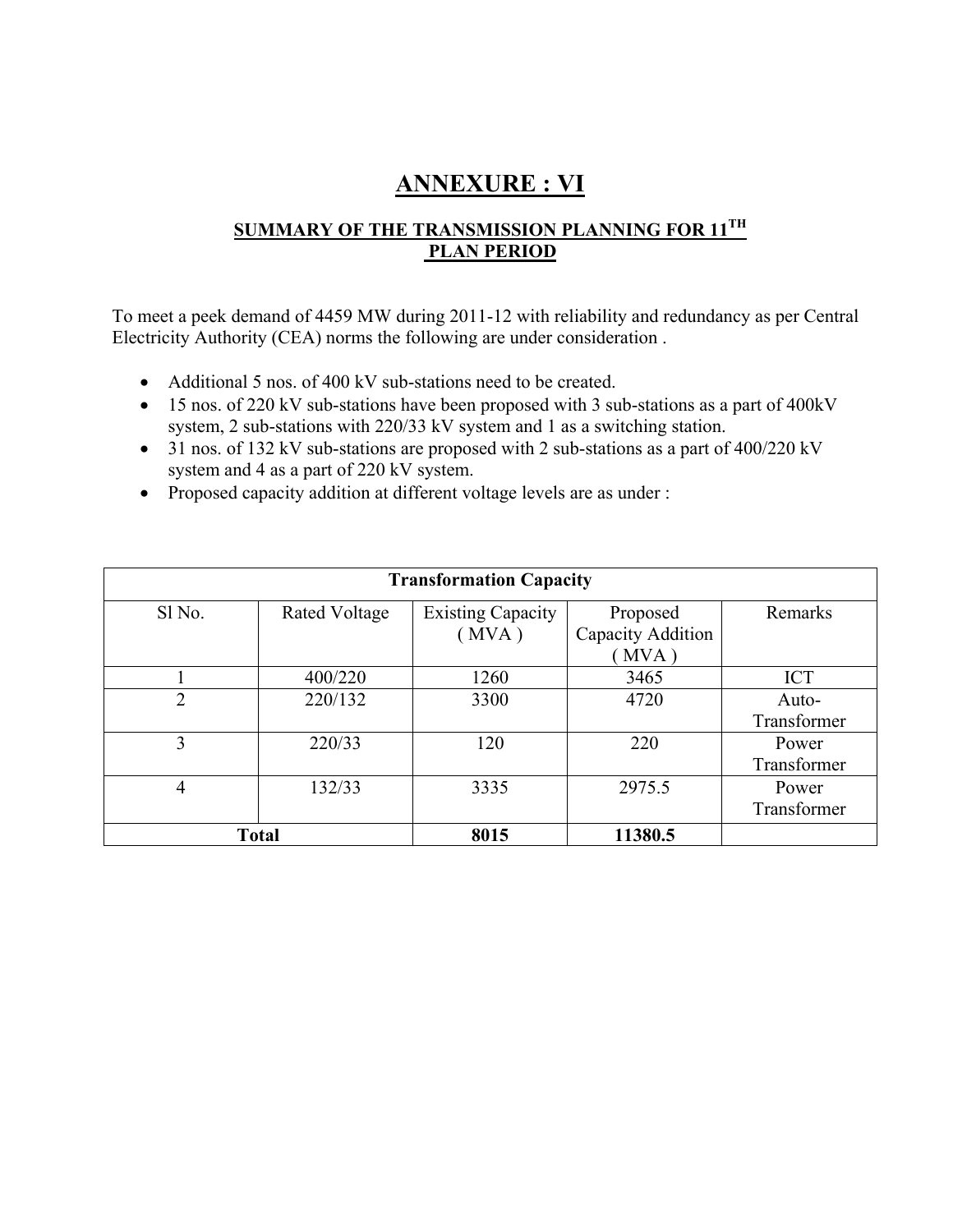# ANNEXURE : VI

## SUMMARY OF THE TRANSMISSION PLANNING FOR 11^TH PLAN PERIOD

To meet a peek demand of 4459 MW during 2011-12 with reliability and redundancy as per Central Electricity Authority (CEA) norms the following are under consideration .

- Additional 5 nos. of 400 kV sub-stations need to be created.
- 15 nos. of 220 kV sub-stations have been proposed with 3 sub-stations as a part of 400kV system, 2 sub-stations with 220/33 kV system and 1 as a switching station.
- 31 nos. of 132 kV sub-stations are proposed with 2 sub-stations as a part of 400/220 kV system and 4 as a part of 220 kV system.
- Proposed capacity addition at different voltage levels are as under :

| Transformation Capacity | | | | |
|---|---|---|---|---|
| Sl No. | Rated Voltage | Existing Capacity ( MVA ) | Proposed Capacity Addition ( MVA ) | Remarks |
| 1 | 400/220 | 1260 | 3465 | ICT |
| 2 | 220/132 | 3300 | 4720 | Auto-Transformer |
| 3 | 220/33 | 120 | 220 | Power Transformer |
| 4 | 132/33 | 3335 | 2975.5 | Power Transformer |
| **Total** | | **8015** | **11380.5** | |